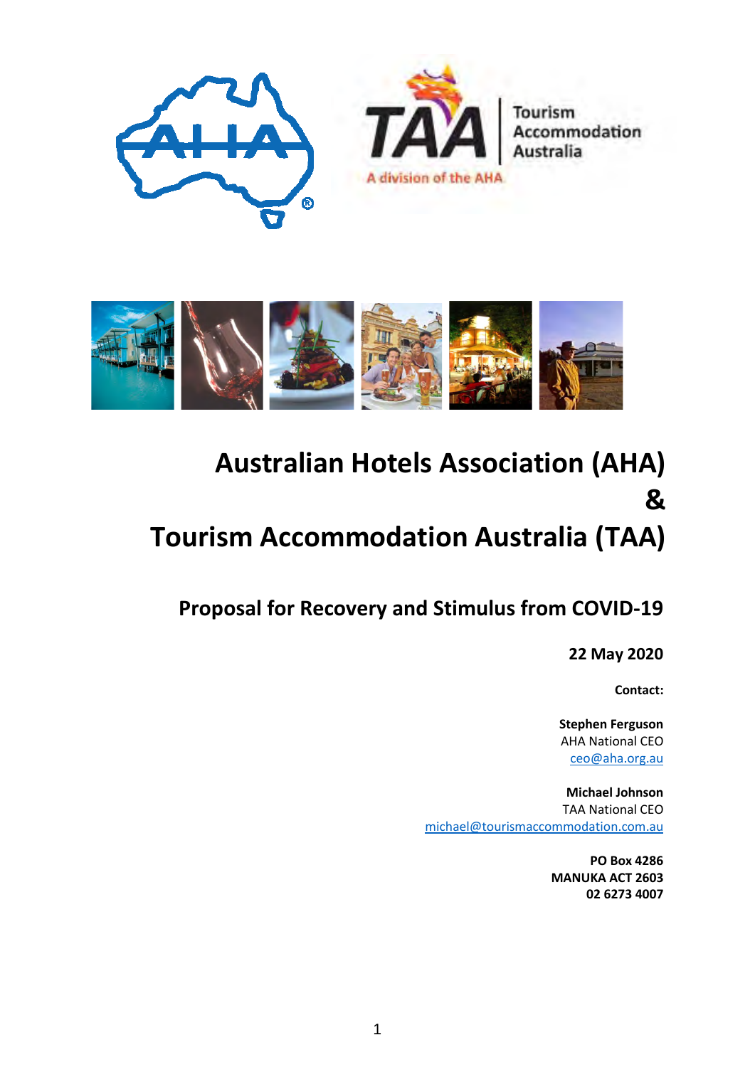# Australian Hotels Association (AHA)

# &

# Tourism Accommodation Australia (TAA)

## Proposal for Recovery and Stimulus from COVID-19

**22 May 2020**

**Contact:**

**Stephen Ferguson**
AHA National CEO
ceo@aha.org.au

**Michael Johnson**
TAA National CEO
michael@tourismaccommodation.com.au

**PO Box 4286**
**MANUKA ACT 2603**
**02 6273 4007**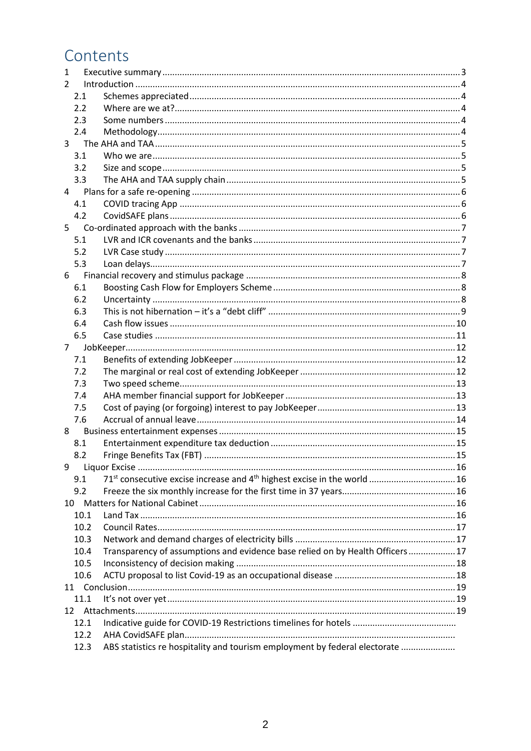# Contents

1 Executive summary ..... 3
2 Introduction ..... 4
  2.1 Schemes appreciated ..... 4
  2.2 Where are we at? ..... 4
  2.3 Some numbers ..... 4
  2.4 Methodology ..... 4
3 The AHA and TAA ..... 5
  3.1 Who we are ..... 5
  3.2 Size and scope ..... 5
  3.3 The AHA and TAA supply chain ..... 5
4 Plans for a safe re-opening ..... 6
  4.1 COVID tracing App ..... 6
  4.2 CovidSAFE plans ..... 6
5 Co-ordinated approach with the banks ..... 7
  5.1 LVR and ICR covenants and the banks ..... 7
  5.2 LVR Case study ..... 7
  5.3 Loan delays ..... 7
6 Financial recovery and stimulus package ..... 8
  6.1 Boosting Cash Flow for Employers Scheme ..... 8
  6.2 Uncertainty ..... 8
  6.3 This is not hibernation – it's a "debt cliff" ..... 9
  6.4 Cash flow issues ..... 10
  6.5 Case studies ..... 11
7 JobKeeper ..... 12
  7.1 Benefits of extending JobKeeper ..... 12
  7.2 The marginal or real cost of extending JobKeeper ..... 12
  7.3 Two speed scheme ..... 13
  7.4 AHA member financial support for JobKeeper ..... 13
  7.5 Cost of paying (or forgoing) interest to pay JobKeeper ..... 13
  7.6 Accrual of annual leave ..... 14
8 Business entertainment expenses ..... 15
  8.1 Entertainment expenditure tax deduction ..... 15
  8.2 Fringe Benefits Tax (FBT) ..... 15
9 Liquor Excise ..... 16
  9.1 71st consecutive excise increase and 4th highest excise in the world ..... 16
  9.2 Freeze the six monthly increase for the first time in 37 years ..... 16
10 Matters for National Cabinet ..... 16
  10.1 Land Tax ..... 16
  10.2 Council Rates ..... 17
  10.3 Network and demand charges of electricity bills ..... 17
  10.4 Transparency of assumptions and evidence base relied on by Health Officers ..... 17
  10.5 Inconsistency of decision making ..... 18
  10.6 ACTU proposal to list Covid-19 as an occupational disease ..... 18
11 Conclusion ..... 19
  11.1 It's not over yet ..... 19
12 Attachments ..... 19
  12.1 Indicative guide for COVID-19 Restrictions timelines for hotels .....
  12.2 AHA CovidSAFE plan .....
  12.3 ABS statistics re hospitality and tourism employment by federal electorate .....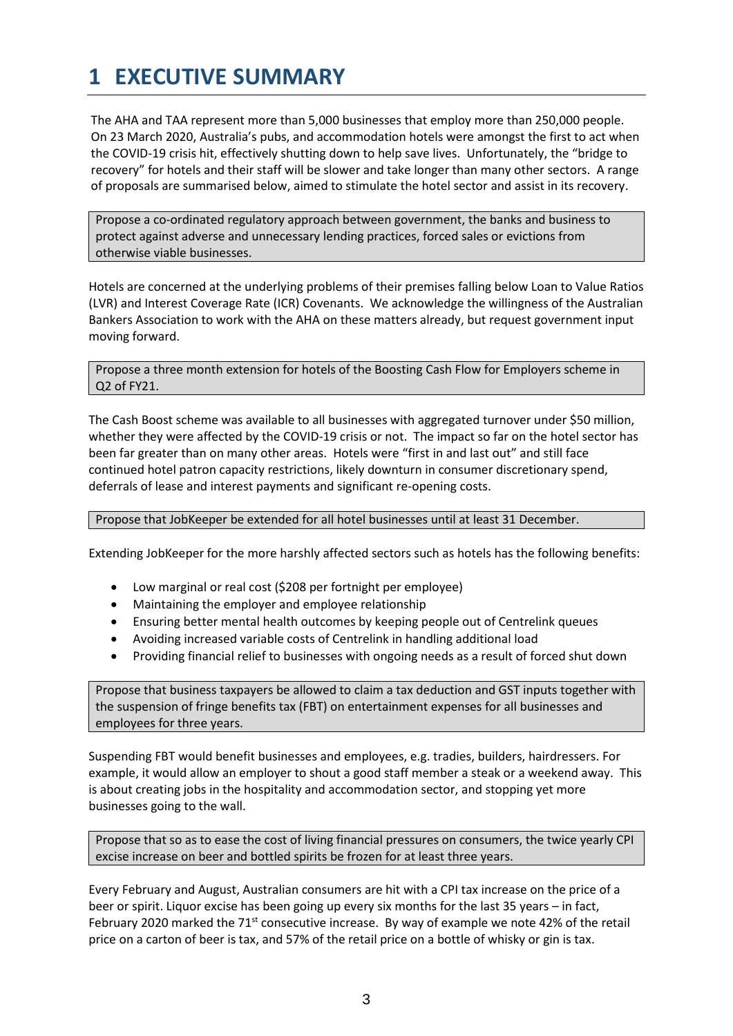# 1 EXECUTIVE SUMMARY

The AHA and TAA represent more than 5,000 businesses that employ more than 250,000 people. On 23 March 2020, Australia's pubs, and accommodation hotels were amongst the first to act when the COVID-19 crisis hit, effectively shutting down to help save lives. Unfortunately, the "bridge to recovery" for hotels and their staff will be slower and take longer than many other sectors. A range of proposals are summarised below, aimed to stimulate the hotel sector and assist in its recovery.

> Propose a co-ordinated regulatory approach between government, the banks and business to protect against adverse and unnecessary lending practices, forced sales or evictions from otherwise viable businesses.

Hotels are concerned at the underlying problems of their premises falling below Loan to Value Ratios (LVR) and Interest Coverage Rate (ICR) Covenants. We acknowledge the willingness of the Australian Bankers Association to work with the AHA on these matters already, but request government input moving forward.

> Propose a three month extension for hotels of the Boosting Cash Flow for Employers scheme in Q2 of FY21.

The Cash Boost scheme was available to all businesses with aggregated turnover under $50 million, whether they were affected by the COVID-19 crisis or not. The impact so far on the hotel sector has been far greater than on many other areas. Hotels were "first in and last out" and still face continued hotel patron capacity restrictions, likely downturn in consumer discretionary spend, deferrals of lease and interest payments and significant re-opening costs.

> Propose that JobKeeper be extended for all hotel businesses until at least 31 December.

Extending JobKeeper for the more harshly affected sectors such as hotels has the following benefits:

- Low marginal or real cost ($208 per fortnight per employee)
- Maintaining the employer and employee relationship
- Ensuring better mental health outcomes by keeping people out of Centrelink queues
- Avoiding increased variable costs of Centrelink in handling additional load
- Providing financial relief to businesses with ongoing needs as a result of forced shut down

> Propose that business taxpayers be allowed to claim a tax deduction and GST inputs together with the suspension of fringe benefits tax (FBT) on entertainment expenses for all businesses and employees for three years.

Suspending FBT would benefit businesses and employees, e.g. tradies, builders, hairdressers. For example, it would allow an employer to shout a good staff member a steak or a weekend away. This is about creating jobs in the hospitality and accommodation sector, and stopping yet more businesses going to the wall.

> Propose that so as to ease the cost of living financial pressures on consumers, the twice yearly CPI excise increase on beer and bottled spirits be frozen for at least three years.

Every February and August, Australian consumers are hit with a CPI tax increase on the price of a beer or spirit. Liquor excise has been going up every six months for the last 35 years – in fact, February 2020 marked the 71st consecutive increase. By way of example we note 42% of the retail price on a carton of beer is tax, and 57% of the retail price on a bottle of whisky or gin is tax.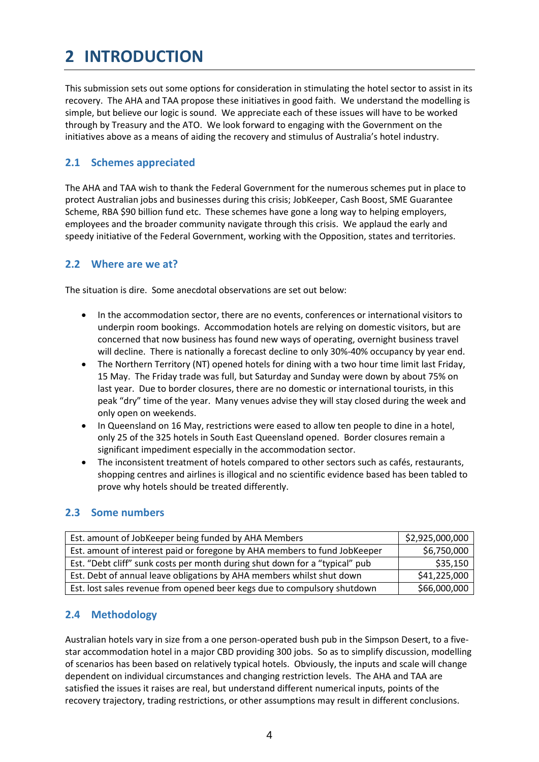# 2 INTRODUCTION

This submission sets out some options for consideration in stimulating the hotel sector to assist in its recovery. The AHA and TAA propose these initiatives in good faith. We understand the modelling is simple, but believe our logic is sound. We appreciate each of these issues will have to be worked through by Treasury and the ATO. We look forward to engaging with the Government on the initiatives above as a means of aiding the recovery and stimulus of Australia's hotel industry.

## 2.1 Schemes appreciated

The AHA and TAA wish to thank the Federal Government for the numerous schemes put in place to protect Australian jobs and businesses during this crisis; JobKeeper, Cash Boost, SME Guarantee Scheme, RBA $90 billion fund etc. These schemes have gone a long way to helping employers, employees and the broader community navigate through this crisis. We applaud the early and speedy initiative of the Federal Government, working with the Opposition, states and territories.

## 2.2 Where are we at?

The situation is dire. Some anecdotal observations are set out below:

- In the accommodation sector, there are no events, conferences or international visitors to underpin room bookings. Accommodation hotels are relying on domestic visitors, but are concerned that now business has found new ways of operating, overnight business travel will decline. There is nationally a forecast decline to only 30%-40% occupancy by year end.
- The Northern Territory (NT) opened hotels for dining with a two hour time limit last Friday, 15 May. The Friday trade was full, but Saturday and Sunday were down by about 75% on last year. Due to border closures, there are no domestic or international tourists, in this peak "dry" time of the year. Many venues advise they will stay closed during the week and only open on weekends.
- In Queensland on 16 May, restrictions were eased to allow ten people to dine in a hotel, only 25 of the 325 hotels in South East Queensland opened. Border closures remain a significant impediment especially in the accommodation sector.
- The inconsistent treatment of hotels compared to other sectors such as cafés, restaurants, shopping centres and airlines is illogical and no scientific evidence based has been tabled to prove why hotels should be treated differently.

## 2.3 Some numbers

| Item | Amount |
|---|---|
| Est. amount of JobKeeper being funded by AHA Members | $2,925,000,000 |
| Est. amount of interest paid or foregone by AHA members to fund JobKeeper | $6,750,000 |
| Est. "Debt cliff" sunk costs per month during shut down for a "typical" pub | $35,150 |
| Est. Debt of annual leave obligations by AHA members whilst shut down | $41,225,000 |
| Est. lost sales revenue from opened beer kegs due to compulsory shutdown | $66,000,000 |

## 2.4 Methodology

Australian hotels vary in size from a one person-operated bush pub in the Simpson Desert, to a five-star accommodation hotel in a major CBD providing 300 jobs. So as to simplify discussion, modelling of scenarios has been based on relatively typical hotels. Obviously, the inputs and scale will change dependent on individual circumstances and changing restriction levels. The AHA and TAA are satisfied the issues it raises are real, but understand different numerical inputs, points of the recovery trajectory, trading restrictions, or other assumptions may result in different conclusions.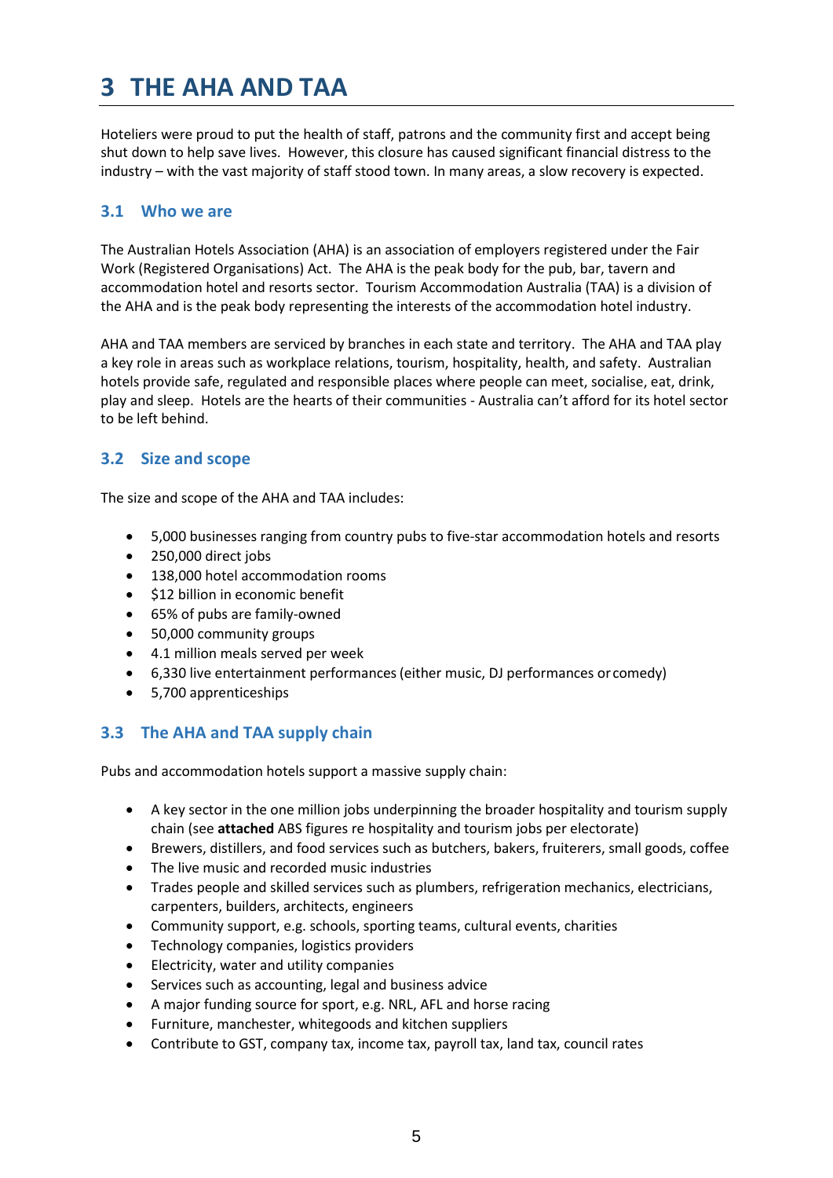# 3 THE AHA AND TAA

Hoteliers were proud to put the health of staff, patrons and the community first and accept being shut down to help save lives. However, this closure has caused significant financial distress to the industry – with the vast majority of staff stood town. In many areas, a slow recovery is expected.

## 3.1 Who we are

The Australian Hotels Association (AHA) is an association of employers registered under the Fair Work (Registered Organisations) Act. The AHA is the peak body for the pub, bar, tavern and accommodation hotel and resorts sector. Tourism Accommodation Australia (TAA) is a division of the AHA and is the peak body representing the interests of the accommodation hotel industry.

AHA and TAA members are serviced by branches in each state and territory. The AHA and TAA play a key role in areas such as workplace relations, tourism, hospitality, health, and safety. Australian hotels provide safe, regulated and responsible places where people can meet, socialise, eat, drink, play and sleep. Hotels are the hearts of their communities - Australia can't afford for its hotel sector to be left behind.

## 3.2 Size and scope

The size and scope of the AHA and TAA includes:

- 5,000 businesses ranging from country pubs to five-star accommodation hotels and resorts
- 250,000 direct jobs
- 138,000 hotel accommodation rooms
- $12 billion in economic benefit
- 65% of pubs are family-owned
- 50,000 community groups
- 4.1 million meals served per week
- 6,330 live entertainment performances (either music, DJ performances or comedy)
- 5,700 apprenticeships

## 3.3 The AHA and TAA supply chain

Pubs and accommodation hotels support a massive supply chain:

- A key sector in the one million jobs underpinning the broader hospitality and tourism supply chain (see **attached** ABS figures re hospitality and tourism jobs per electorate)
- Brewers, distillers, and food services such as butchers, bakers, fruiterers, small goods, coffee
- The live music and recorded music industries
- Trades people and skilled services such as plumbers, refrigeration mechanics, electricians, carpenters, builders, architects, engineers
- Community support, e.g. schools, sporting teams, cultural events, charities
- Technology companies, logistics providers
- Electricity, water and utility companies
- Services such as accounting, legal and business advice
- A major funding source for sport, e.g. NRL, AFL and horse racing
- Furniture, manchester, whitegoods and kitchen suppliers
- Contribute to GST, company tax, income tax, payroll tax, land tax, council rates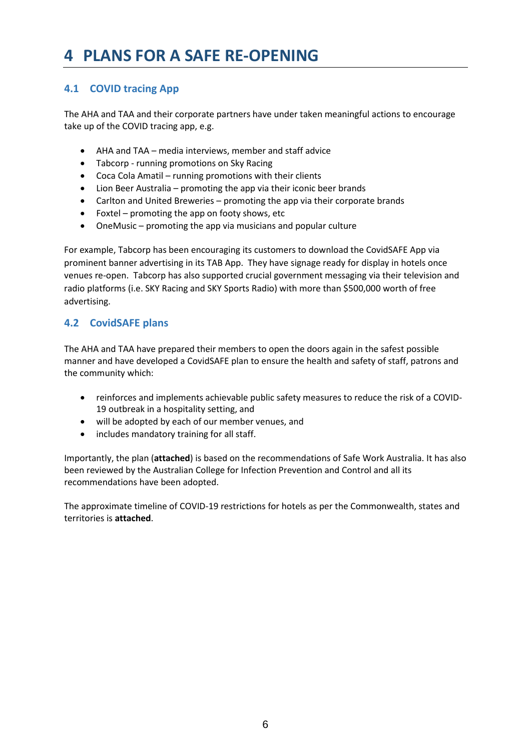# 4 PLANS FOR A SAFE RE-OPENING

## 4.1 COVID tracing App

The AHA and TAA and their corporate partners have under taken meaningful actions to encourage take up of the COVID tracing app, e.g.

- AHA and TAA – media interviews, member and staff advice
- Tabcorp - running promotions on Sky Racing
- Coca Cola Amatil – running promotions with their clients
- Lion Beer Australia – promoting the app via their iconic beer brands
- Carlton and United Breweries – promoting the app via their corporate brands
- Foxtel – promoting the app on footy shows, etc
- OneMusic – promoting the app via musicians and popular culture

For example, Tabcorp has been encouraging its customers to download the CovidSAFE App via prominent banner advertising in its TAB App. They have signage ready for display in hotels once venues re-open. Tabcorp has also supported crucial government messaging via their television and radio platforms (i.e. SKY Racing and SKY Sports Radio) with more than $500,000 worth of free advertising.

## 4.2 CovidSAFE plans

The AHA and TAA have prepared their members to open the doors again in the safest possible manner and have developed a CovidSAFE plan to ensure the health and safety of staff, patrons and the community which:

- reinforces and implements achievable public safety measures to reduce the risk of a COVID-19 outbreak in a hospitality setting, and
- will be adopted by each of our member venues, and
- includes mandatory training for all staff.

Importantly, the plan (**attached**) is based on the recommendations of Safe Work Australia. It has also been reviewed by the Australian College for Infection Prevention and Control and all its recommendations have been adopted.

The approximate timeline of COVID-19 restrictions for hotels as per the Commonwealth, states and territories is **attached**.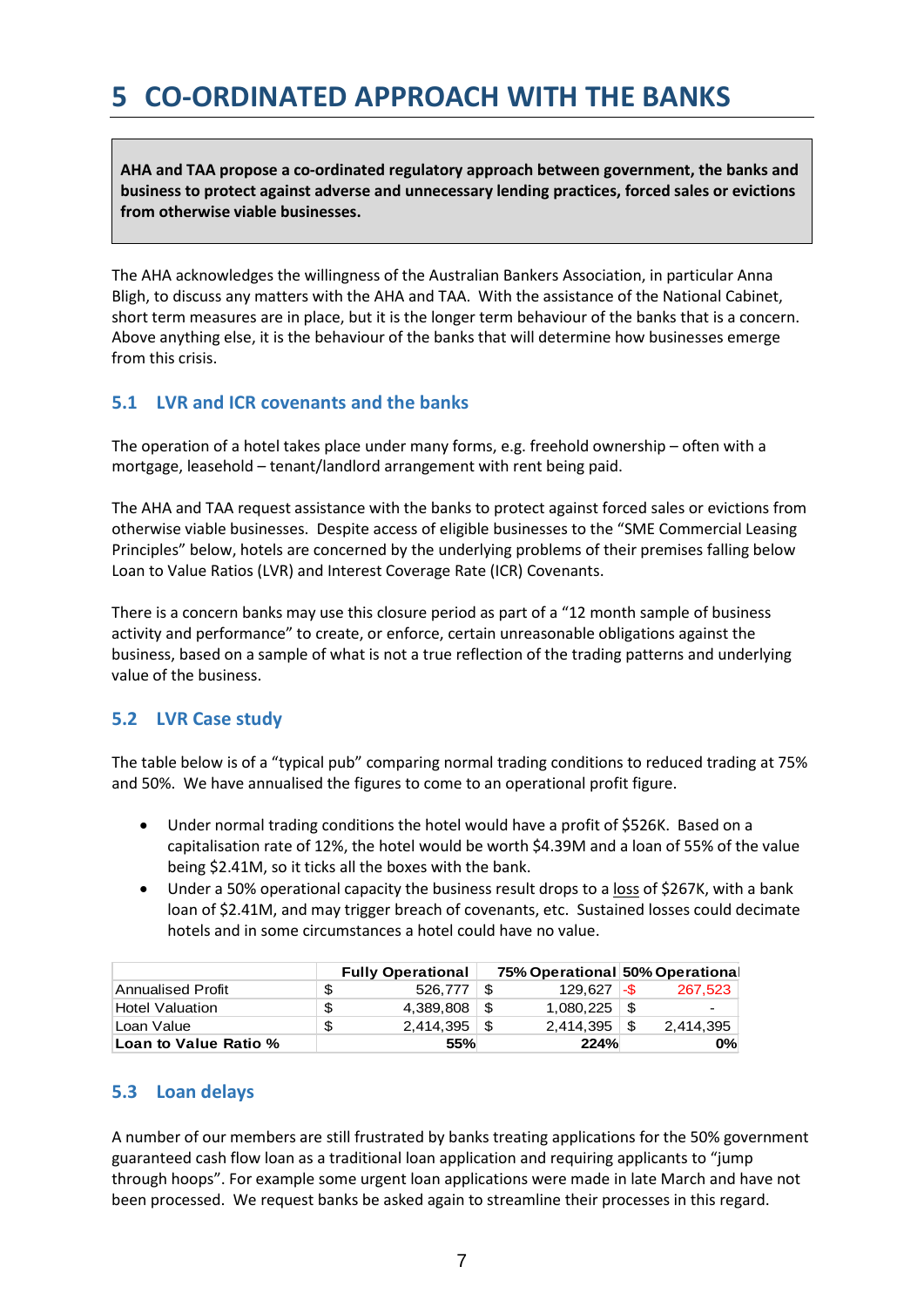# 5 CO-ORDINATED APPROACH WITH THE BANKS

**AHA and TAA propose a co-ordinated regulatory approach between government, the banks and business to protect against adverse and unnecessary lending practices, forced sales or evictions from otherwise viable businesses.**

The AHA acknowledges the willingness of the Australian Bankers Association, in particular Anna Bligh, to discuss any matters with the AHA and TAA. With the assistance of the National Cabinet, short term measures are in place, but it is the longer term behaviour of the banks that is a concern. Above anything else, it is the behaviour of the banks that will determine how businesses emerge from this crisis.

## 5.1 LVR and ICR covenants and the banks

The operation of a hotel takes place under many forms, e.g. freehold ownership – often with a mortgage, leasehold – tenant/landlord arrangement with rent being paid.

The AHA and TAA request assistance with the banks to protect against forced sales or evictions from otherwise viable businesses. Despite access of eligible businesses to the "SME Commercial Leasing Principles" below, hotels are concerned by the underlying problems of their premises falling below Loan to Value Ratios (LVR) and Interest Coverage Rate (ICR) Covenants.

There is a concern banks may use this closure period as part of a "12 month sample of business activity and performance" to create, or enforce, certain unreasonable obligations against the business, based on a sample of what is not a true reflection of the trading patterns and underlying value of the business.

## 5.2 LVR Case study

The table below is of a "typical pub" comparing normal trading conditions to reduced trading at 75% and 50%. We have annualised the figures to come to an operational profit figure.

- Under normal trading conditions the hotel would have a profit of \$526K. Based on a capitalisation rate of 12%, the hotel would be worth \$4.39M and a loan of 55% of the value being \$2.41M, so it ticks all the boxes with the bank.
- Under a 50% operational capacity the business result drops to a loss of \$267K, with a bank loan of \$2.41M, and may trigger breach of covenants, etc. Sustained losses could decimate hotels and in some circumstances a hotel could have no value.

| | Fully Operational | 75% Operational | 50% Operational |
|---|---|---|---|
| Annualised Profit | \$ 526,777 | \$ 129,627 | -\$ 267,523 |
| Hotel Valuation | \$ 4,389,808 | \$ 1,080,225 | \$ - |
| Loan Value | \$ 2,414,395 | \$ 2,414,395 | \$ 2,414,395 |
| **Loan to Value Ratio %** | **55%** | **224%** | **0%** |

## 5.3 Loan delays

A number of our members are still frustrated by banks treating applications for the 50% government guaranteed cash flow loan as a traditional loan application and requiring applicants to "jump through hoops". For example some urgent loan applications were made in late March and have not been processed. We request banks be asked again to streamline their processes in this regard.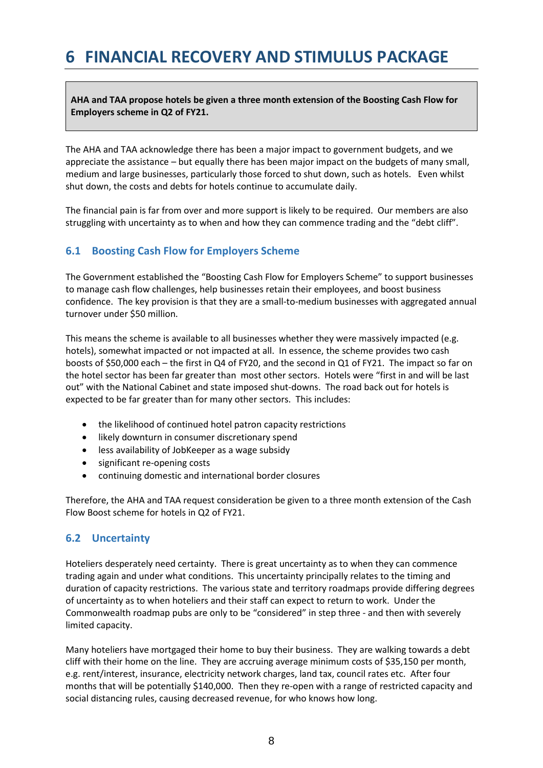# 6 FINANCIAL RECOVERY AND STIMULUS PACKAGE

**AHA and TAA propose hotels be given a three month extension of the Boosting Cash Flow for Employers scheme in Q2 of FY21.**

The AHA and TAA acknowledge there has been a major impact to government budgets, and we appreciate the assistance – but equally there has been major impact on the budgets of many small, medium and large businesses, particularly those forced to shut down, such as hotels. Even whilst shut down, the costs and debts for hotels continue to accumulate daily.

The financial pain is far from over and more support is likely to be required. Our members are also struggling with uncertainty as to when and how they can commence trading and the "debt cliff".

## 6.1 Boosting Cash Flow for Employers Scheme

The Government established the "Boosting Cash Flow for Employers Scheme" to support businesses to manage cash flow challenges, help businesses retain their employees, and boost business confidence. The key provision is that they are a small-to-medium businesses with aggregated annual turnover under $50 million.

This means the scheme is available to all businesses whether they were massively impacted (e.g. hotels), somewhat impacted or not impacted at all. In essence, the scheme provides two cash boosts of $50,000 each – the first in Q4 of FY20, and the second in Q1 of FY21. The impact so far on the hotel sector has been far greater than most other sectors. Hotels were "first in and will be last out" with the National Cabinet and state imposed shut-downs. The road back out for hotels is expected to be far greater than for many other sectors. This includes:

- the likelihood of continued hotel patron capacity restrictions
- likely downturn in consumer discretionary spend
- less availability of JobKeeper as a wage subsidy
- significant re-opening costs
- continuing domestic and international border closures

Therefore, the AHA and TAA request consideration be given to a three month extension of the Cash Flow Boost scheme for hotels in Q2 of FY21.

## 6.2 Uncertainty

Hoteliers desperately need certainty. There is great uncertainty as to when they can commence trading again and under what conditions. This uncertainty principally relates to the timing and duration of capacity restrictions. The various state and territory roadmaps provide differing degrees of uncertainty as to when hoteliers and their staff can expect to return to work. Under the Commonwealth roadmap pubs are only to be "considered" in step three - and then with severely limited capacity.

Many hoteliers have mortgaged their home to buy their business. They are walking towards a debt cliff with their home on the line. They are accruing average minimum costs of $35,150 per month, e.g. rent/interest, insurance, electricity network charges, land tax, council rates etc. After four months that will be potentially $140,000. Then they re-open with a range of restricted capacity and social distancing rules, causing decreased revenue, for who knows how long.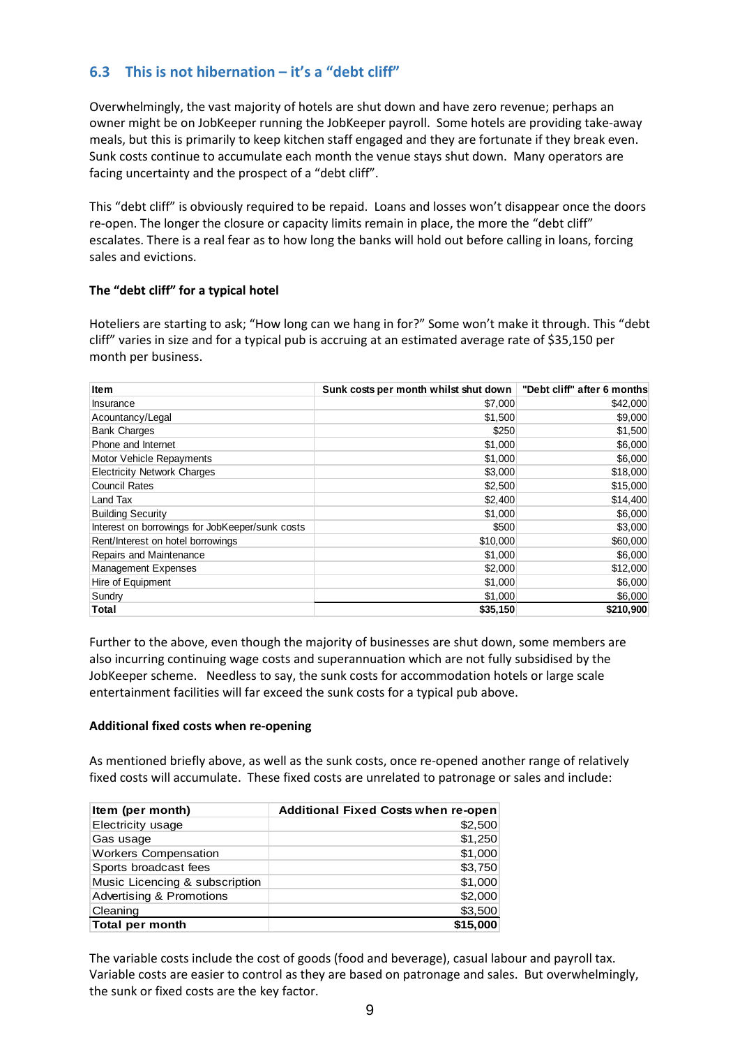## 6.3 This is not hibernation – it's a "debt cliff"

Overwhelmingly, the vast majority of hotels are shut down and have zero revenue; perhaps an owner might be on JobKeeper running the JobKeeper payroll. Some hotels are providing take-away meals, but this is primarily to keep kitchen staff engaged and they are fortunate if they break even. Sunk costs continue to accumulate each month the venue stays shut down. Many operators are facing uncertainty and the prospect of a "debt cliff".

This "debt cliff" is obviously required to be repaid. Loans and losses won't disappear once the doors re-open. The longer the closure or capacity limits remain in place, the more the "debt cliff" escalates. There is a real fear as to how long the banks will hold out before calling in loans, forcing sales and evictions.

**The "debt cliff" for a typical hotel**

Hoteliers are starting to ask; "How long can we hang in for?" Some won't make it through. This "debt cliff" varies in size and for a typical pub is accruing at an estimated average rate of $35,150 per month per business.

| Item | Sunk costs per month whilst shut down | "Debt cliff" after 6 months |
|---|---:|---:|
| Insurance | $7,000 | $42,000 |
| Acountancy/Legal | $1,500 | $9,000 |
| Bank Charges | $250 | $1,500 |
| Phone and Internet | $1,000 | $6,000 |
| Motor Vehicle Repayments | $1,000 | $6,000 |
| Electricity Network Charges | $3,000 | $18,000 |
| Council Rates | $2,500 | $15,000 |
| Land Tax | $2,400 | $14,400 |
| Building Security | $1,000 | $6,000 |
| Interest on borrowings for JobKeeper/sunk costs | $500 | $3,000 |
| Rent/Interest on hotel borrowings | $10,000 | $60,000 |
| Repairs and Maintenance | $1,000 | $6,000 |
| Management Expenses | $2,000 | $12,000 |
| Hire of Equipment | $1,000 | $6,000 |
| Sundry | $1,000 | $6,000 |
| **Total** | **$35,150** | **$210,900** |

Further to the above, even though the majority of businesses are shut down, some members are also incurring continuing wage costs and superannuation which are not fully subsidised by the JobKeeper scheme. Needless to say, the sunk costs for accommodation hotels or large scale entertainment facilities will far exceed the sunk costs for a typical pub above.

**Additional fixed costs when re-opening**

As mentioned briefly above, as well as the sunk costs, once re-opened another range of relatively fixed costs will accumulate. These fixed costs are unrelated to patronage or sales and include:

| Item (per month) | Additional Fixed Costs when re-open |
|---|---:|
| Electricity usage | $2,500 |
| Gas usage | $1,250 |
| Workers Compensation | $1,000 |
| Sports broadcast fees | $3,750 |
| Music Licencing & subscription | $1,000 |
| Advertising & Promotions | $2,000 |
| Cleaning | $3,500 |
| **Total per month** | **$15,000** |

The variable costs include the cost of goods (food and beverage), casual labour and payroll tax. Variable costs are easier to control as they are based on patronage and sales. But overwhelmingly, the sunk or fixed costs are the key factor.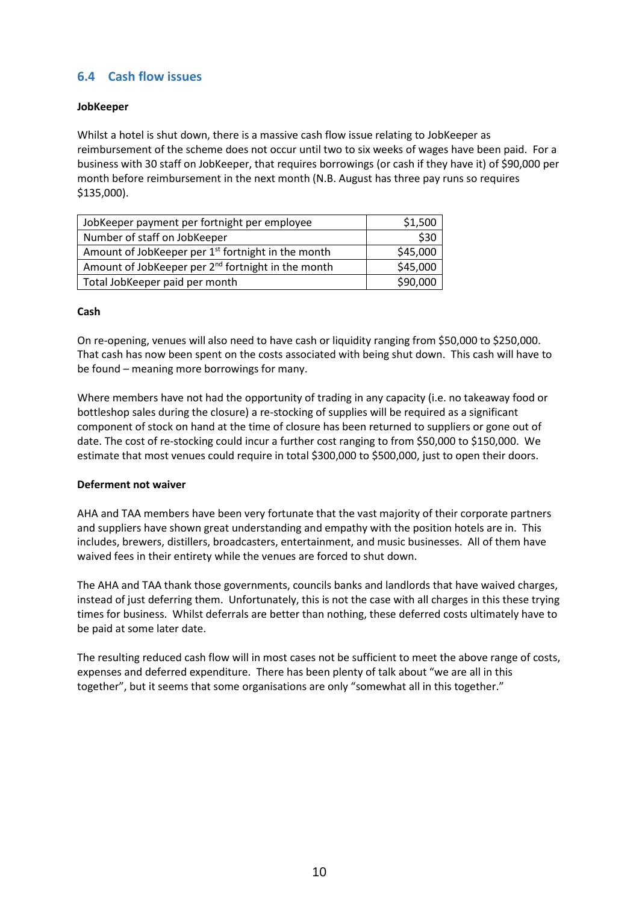## 6.4 Cash flow issues

**JobKeeper**

Whilst a hotel is shut down, there is a massive cash flow issue relating to JobKeeper as reimbursement of the scheme does not occur until two to six weeks of wages have been paid. For a business with 30 staff on JobKeeper, that requires borrowings (or cash if they have it) of $90,000 per month before reimbursement in the next month (N.B. August has three pay runs so requires $135,000).

| JobKeeper payment per fortnight per employee | $1,500 |
|---|---|
| Number of staff on JobKeeper | $30 |
| Amount of JobKeeper per 1st fortnight in the month | $45,000 |
| Amount of JobKeeper per 2nd fortnight in the month | $45,000 |
| Total JobKeeper paid per month | $90,000 |

**Cash**

On re-opening, venues will also need to have cash or liquidity ranging from $50,000 to $250,000. That cash has now been spent on the costs associated with being shut down. This cash will have to be found – meaning more borrowings for many.

Where members have not had the opportunity of trading in any capacity (i.e. no takeaway food or bottleshop sales during the closure) a re-stocking of supplies will be required as a significant component of stock on hand at the time of closure has been returned to suppliers or gone out of date. The cost of re-stocking could incur a further cost ranging to from $50,000 to $150,000. We estimate that most venues could require in total $300,000 to $500,000, just to open their doors.

**Deferment not waiver**

AHA and TAA members have been very fortunate that the vast majority of their corporate partners and suppliers have shown great understanding and empathy with the position hotels are in. This includes, brewers, distillers, broadcasters, entertainment, and music businesses. All of them have waived fees in their entirety while the venues are forced to shut down.

The AHA and TAA thank those governments, councils banks and landlords that have waived charges, instead of just deferring them. Unfortunately, this is not the case with all charges in this these trying times for business. Whilst deferrals are better than nothing, these deferred costs ultimately have to be paid at some later date.

The resulting reduced cash flow will in most cases not be sufficient to meet the above range of costs, expenses and deferred expenditure. There has been plenty of talk about "we are all in this together", but it seems that some organisations are only "somewhat all in this together."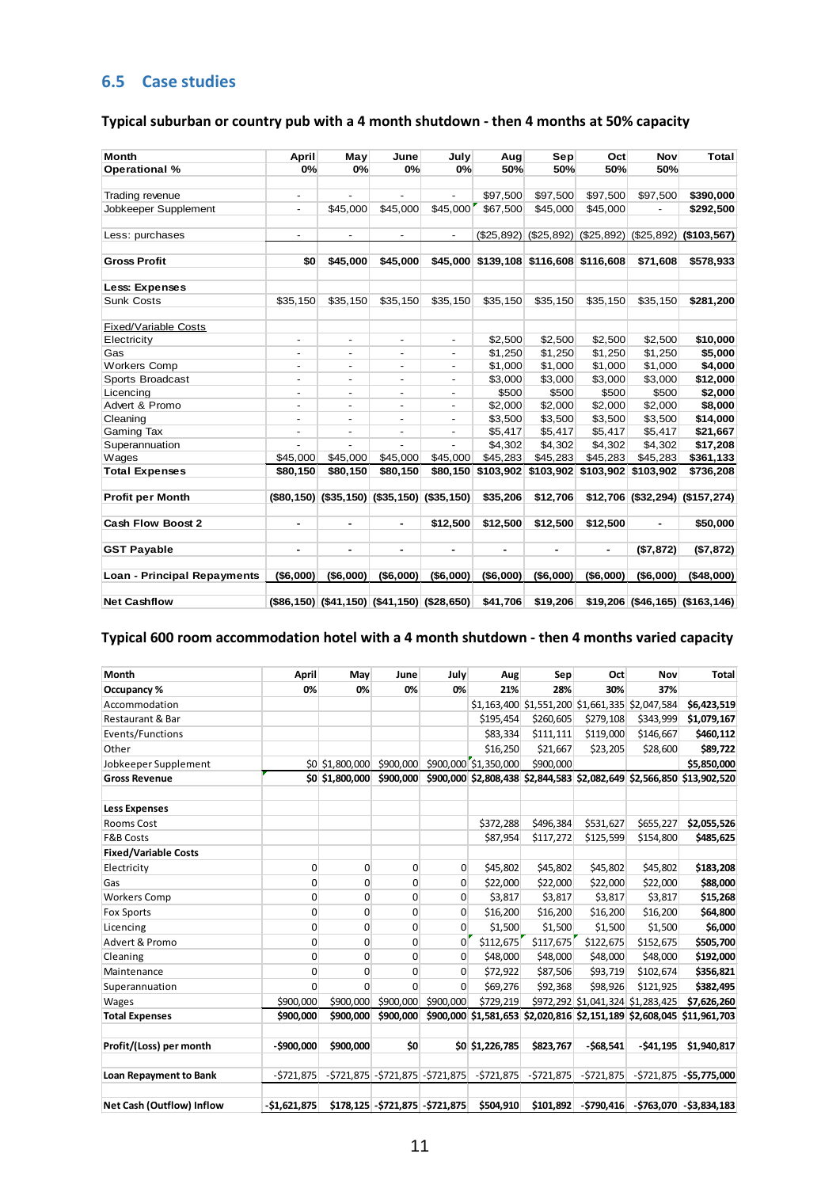## 6.5 Case studies

### Typical suburban or country pub with a 4 month shutdown - then 4 months at 50% capacity

| Month | April | May | June | July | Aug | Sep | Oct | Nov | Total |
|---|---|---|---|---|---|---|---|---|---|
| Operational % | 0% | 0% | 0% | 0% | 50% | 50% | 50% | 50% | |
| | | | | | | | | | |
| Trading revenue | - | - | - | - | $97,500 | $97,500 | $97,500 | $97,500 | **$390,000** |
| Jobkeeper Supplement | - | $45,000 | $45,000 | $45,000 | $67,500 | $45,000 | $45,000 | - | **$292,500** |
| | | | | | | | | | |
| Less: purchases | - | - | - | - | ($25,892) | ($25,892) | ($25,892) | ($25,892) | **($103,567)** |
| | | | | | | | | | |
| **Gross Profit** | **$0** | **$45,000** | **$45,000** | **$45,000** | **$139,108** | **$116,608** | **$116,608** | **$71,608** | **$578,933** |
| | | | | | | | | | |
| **Less: Expenses** | | | | | | | | | |
| Sunk Costs | $35,150 | $35,150 | $35,150 | $35,150 | $35,150 | $35,150 | $35,150 | $35,150 | **$281,200** |
| | | | | | | | | | |
| Fixed/Variable Costs | | | | | | | | | |
| Electricity | - | - | - | - | $2,500 | $2,500 | $2,500 | $2,500 | **$10,000** |
| Gas | - | - | - | - | $1,250 | $1,250 | $1,250 | $1,250 | **$5,000** |
| Workers Comp | - | - | - | - | $1,000 | $1,000 | $1,000 | $1,000 | **$4,000** |
| Sports Broadcast | - | - | - | - | $3,000 | $3,000 | $3,000 | $3,000 | **$12,000** |
| Licencing | - | - | - | - | $500 | $500 | $500 | $500 | **$2,000** |
| Advert & Promo | - | - | - | - | $2,000 | $2,000 | $2,000 | $2,000 | **$8,000** |
| Cleaning | - | - | - | - | $3,500 | $3,500 | $3,500 | $3,500 | **$14,000** |
| Gaming Tax | - | - | - | - | $5,417 | $5,417 | $5,417 | $5,417 | **$21,667** |
| Superannuation | - | - | - | - | $4,302 | $4,302 | $4,302 | $4,302 | **$17,208** |
| Wages | $45,000 | $45,000 | $45,000 | $45,000 | $45,283 | $45,283 | $45,283 | $45,283 | **$361,133** |
| **Total Expenses** | **$80,150** | **$80,150** | **$80,150** | **$80,150** | **$103,902** | **$103,902** | **$103,902** | **$103,902** | **$736,208** |
| | | | | | | | | | |
| **Profit per Month** | **($80,150)** | **($35,150)** | **($35,150)** | **($35,150)** | **$35,206** | **$12,706** | **$12,706** | **($32,294)** | **($157,274)** |
| | | | | | | | | | |
| **Cash Flow Boost 2** | **-** | **-** | **-** | **$12,500** | **$12,500** | **$12,500** | **$12,500** | **-** | **$50,000** |
| | | | | | | | | | |
| **GST Payable** | **-** | **-** | **-** | **-** | **-** | **-** | **-** | **($7,872)** | **($7,872)** |
| | | | | | | | | | |
| **Loan - Principal Repayments** | **($6,000)** | **($6,000)** | **($6,000)** | **($6,000)** | **($6,000)** | **($6,000)** | **($6,000)** | **($6,000)** | **($48,000)** |
| | | | | | | | | | |
| **Net Cashflow** | **($86,150)** | **($41,150)** | **($41,150)** | **($28,650)** | **$41,706** | **$19,206** | **$19,206** | **($46,165)** | **($163,146)** |

### Typical 600 room accommodation hotel with a 4 month shutdown - then 4 months varied capacity

| Month | April | May | June | July | Aug | Sep | Oct | Nov | Total |
|---|---|---|---|---|---|---|---|---|---|
| **Occupancy %** | **0%** | **0%** | **0%** | **0%** | **21%** | **28%** | **30%** | **37%** | |
| Accommodation | | | | | $1,163,400 | $1,551,200 | $1,661,335 | $2,047,584 | **$6,423,519** |
| Restaurant & Bar | | | | | $195,454 | $260,605 | $279,108 | $343,999 | **$1,079,167** |
| Events/Functions | | | | | $83,334 | $111,111 | $119,000 | $146,667 | **$460,112** |
| Other | | | | | $16,250 | $21,667 | $23,205 | $28,600 | **$89,722** |
| Jobkeeper Supplement | $0 | $1,800,000 | $900,000 | $900,000 | $1,350,000 | $900,000 | | | **$5,850,000** |
| **Gross Revenue** | **$0** | **$1,800,000** | **$900,000** | **$900,000** | **$2,808,438** | **$2,844,583** | **$2,082,649** | **$2,566,850** | **$13,902,520** |
| | | | | | | | | | |
| **Less Expenses** | | | | | | | | | |
| Rooms Cost | | | | | $372,288 | $496,384 | $531,627 | $655,227 | **$2,055,526** |
| F&B Costs | | | | | $87,954 | $117,272 | $125,599 | $154,800 | **$485,625** |
| **Fixed/Variable Costs** | | | | | | | | | |
| Electricity | 0 | 0 | 0 | 0 | $45,802 | $45,802 | $45,802 | $45,802 | **$183,208** |
| Gas | 0 | 0 | 0 | 0 | $22,000 | $22,000 | $22,000 | $22,000 | **$88,000** |
| Workers Comp | 0 | 0 | 0 | 0 | $3,817 | $3,817 | $3,817 | $3,817 | **$15,268** |
| Fox Sports | 0 | 0 | 0 | 0 | $16,200 | $16,200 | $16,200 | $16,200 | **$64,800** |
| Licencing | 0 | 0 | 0 | 0 | $1,500 | $1,500 | $1,500 | $1,500 | **$6,000** |
| Advert & Promo | 0 | 0 | 0 | 0 | $112,675 | $117,675 | $122,675 | $152,675 | **$505,700** |
| Cleaning | 0 | 0 | 0 | 0 | $48,000 | $48,000 | $48,000 | $48,000 | **$192,000** |
| Maintenance | 0 | 0 | 0 | 0 | $72,922 | $87,506 | $93,719 | $102,674 | **$356,821** |
| Superannuation | 0 | 0 | 0 | 0 | $69,276 | $92,368 | $98,926 | $121,925 | **$382,495** |
| Wages | $900,000 | $900,000 | $900,000 | $900,000 | $729,219 | $972,292 | $1,041,324 | $1,283,425 | **$7,626,260** |
| **Total Expenses** | **$900,000** | **$900,000** | **$900,000** | **$900,000** | **$1,581,653** | **$2,020,816** | **$2,151,189** | **$2,608,045** | **$11,961,703** |
| | | | | | | | | | |
| **Profit/(Loss) per month** | **-$900,000** | **$900,000** | **$0** | **$0** | **$1,226,785** | **$823,767** | **-$68,541** | **-$41,195** | **$1,940,817** |
| | | | | | | | | | |
| **Loan Repayment to Bank** | -$721,875 | -$721,875 | -$721,875 | -$721,875 | -$721,875 | -$721,875 | -$721,875 | -$721,875 | **-$5,775,000** |
| | | | | | | | | | |
| **Net Cash (Outflow) Inflow** | **-$1,621,875** | **$178,125** | **-$721,875** | **-$721,875** | **$504,910** | **$101,892** | **-$790,416** | **-$763,070** | **-$3,834,183** |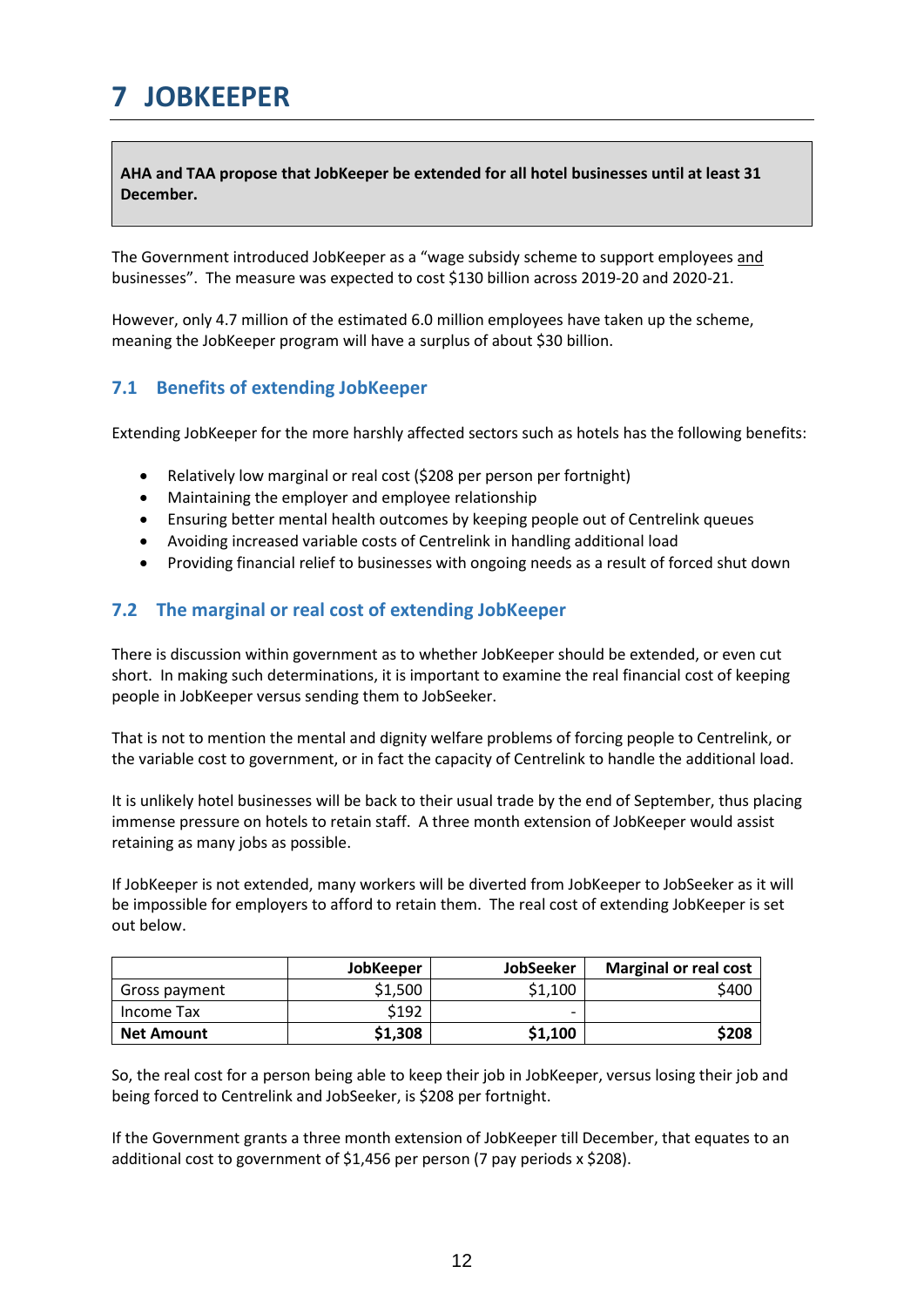# 7 JOBKEEPER

**AHA and TAA propose that JobKeeper be extended for all hotel businesses until at least 31 December.**

The Government introduced JobKeeper as a "wage subsidy scheme to support employees and businesses". The measure was expected to cost $130 billion across 2019-20 and 2020-21.

However, only 4.7 million of the estimated 6.0 million employees have taken up the scheme, meaning the JobKeeper program will have a surplus of about $30 billion.

## 7.1 Benefits of extending JobKeeper

Extending JobKeeper for the more harshly affected sectors such as hotels has the following benefits:

- Relatively low marginal or real cost ($208 per person per fortnight)
- Maintaining the employer and employee relationship
- Ensuring better mental health outcomes by keeping people out of Centrelink queues
- Avoiding increased variable costs of Centrelink in handling additional load
- Providing financial relief to businesses with ongoing needs as a result of forced shut down

## 7.2 The marginal or real cost of extending JobKeeper

There is discussion within government as to whether JobKeeper should be extended, or even cut short. In making such determinations, it is important to examine the real financial cost of keeping people in JobKeeper versus sending them to JobSeeker.

That is not to mention the mental and dignity welfare problems of forcing people to Centrelink, or the variable cost to government, or in fact the capacity of Centrelink to handle the additional load.

It is unlikely hotel businesses will be back to their usual trade by the end of September, thus placing immense pressure on hotels to retain staff. A three month extension of JobKeeper would assist retaining as many jobs as possible.

If JobKeeper is not extended, many workers will be diverted from JobKeeper to JobSeeker as it will be impossible for employers to afford to retain them. The real cost of extending JobKeeper is set out below.

| | JobKeeper | JobSeeker | Marginal or real cost |
|---|---|---|---|
| Gross payment | $1,500 | $1,100 | $400 |
| Income Tax | $192 | - | |
| **Net Amount** | **$1,308** | **$1,100** | **$208** |

So, the real cost for a person being able to keep their job in JobKeeper, versus losing their job and being forced to Centrelink and JobSeeker, is $208 per fortnight.

If the Government grants a three month extension of JobKeeper till December, that equates to an additional cost to government of $1,456 per person (7 pay periods x $208).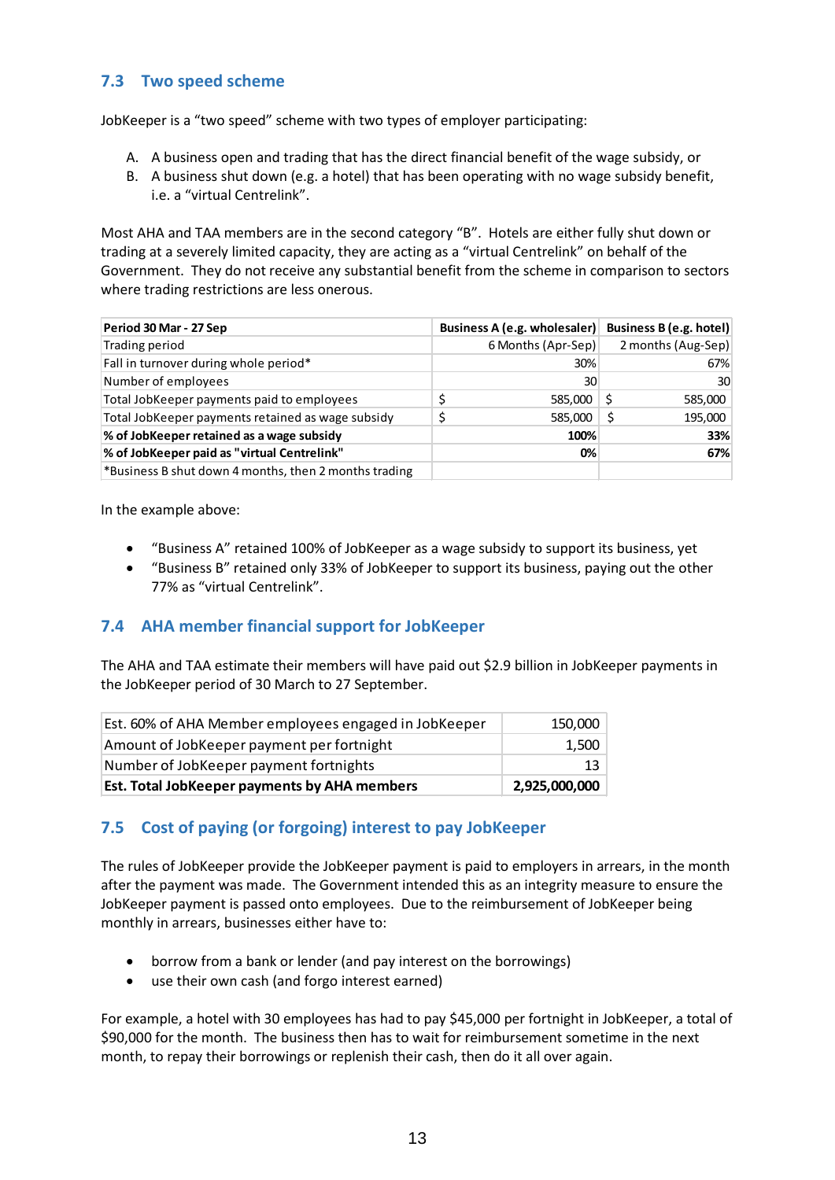## 7.3 Two speed scheme

JobKeeper is a "two speed" scheme with two types of employer participating:

A. A business open and trading that has the direct financial benefit of the wage subsidy, or
B. A business shut down (e.g. a hotel) that has been operating with no wage subsidy benefit, i.e. a "virtual Centrelink".

Most AHA and TAA members are in the second category "B". Hotels are either fully shut down or trading at a severely limited capacity, they are acting as a "virtual Centrelink" on behalf of the Government. They do not receive any substantial benefit from the scheme in comparison to sectors where trading restrictions are less onerous.

| **Period 30 Mar - 27 Sep** | **Business A (e.g. wholesaler)** | **Business B (e.g. hotel)** |
|---|---|---|
| Trading period | 6 Months (Apr-Sep) | 2 months (Aug-Sep) |
| Fall in turnover during whole period* | 30% | 67% |
| Number of employees | 30 | 30 |
| Total JobKeeper payments paid to employees | $ 585,000 | $ 585,000 |
| Total JobKeeper payments retained as wage subsidy | $ 585,000 | $ 195,000 |
| **% of JobKeeper retained as a wage subsidy** | **100%** | **33%** |
| **% of JobKeeper paid as "virtual Centrelink"** | **0%** | **67%** |
| *Business B shut down 4 months, then 2 months trading | | |

In the example above:

- "Business A" retained 100% of JobKeeper as a wage subsidy to support its business, yet
- "Business B" retained only 33% of JobKeeper to support its business, paying out the other 77% as "virtual Centrelink".

## 7.4 AHA member financial support for JobKeeper

The AHA and TAA estimate their members will have paid out $2.9 billion in JobKeeper payments in the JobKeeper period of 30 March to 27 September.

| Est. 60% of AHA Member employees engaged in JobKeeper | 150,000 |
|---|---|
| Amount of JobKeeper payment per fortnight | 1,500 |
| Number of JobKeeper payment fortnights | 13 |
| **Est. Total JobKeeper payments by AHA members** | **2,925,000,000** |

## 7.5 Cost of paying (or forgoing) interest to pay JobKeeper

The rules of JobKeeper provide the JobKeeper payment is paid to employers in arrears, in the month after the payment was made. The Government intended this as an integrity measure to ensure the JobKeeper payment is passed onto employees. Due to the reimbursement of JobKeeper being monthly in arrears, businesses either have to:

- borrow from a bank or lender (and pay interest on the borrowings)
- use their own cash (and forgo interest earned)

For example, a hotel with 30 employees has had to pay $45,000 per fortnight in JobKeeper, a total of $90,000 for the month. The business then has to wait for reimbursement sometime in the next month, to repay their borrowings or replenish their cash, then do it all over again.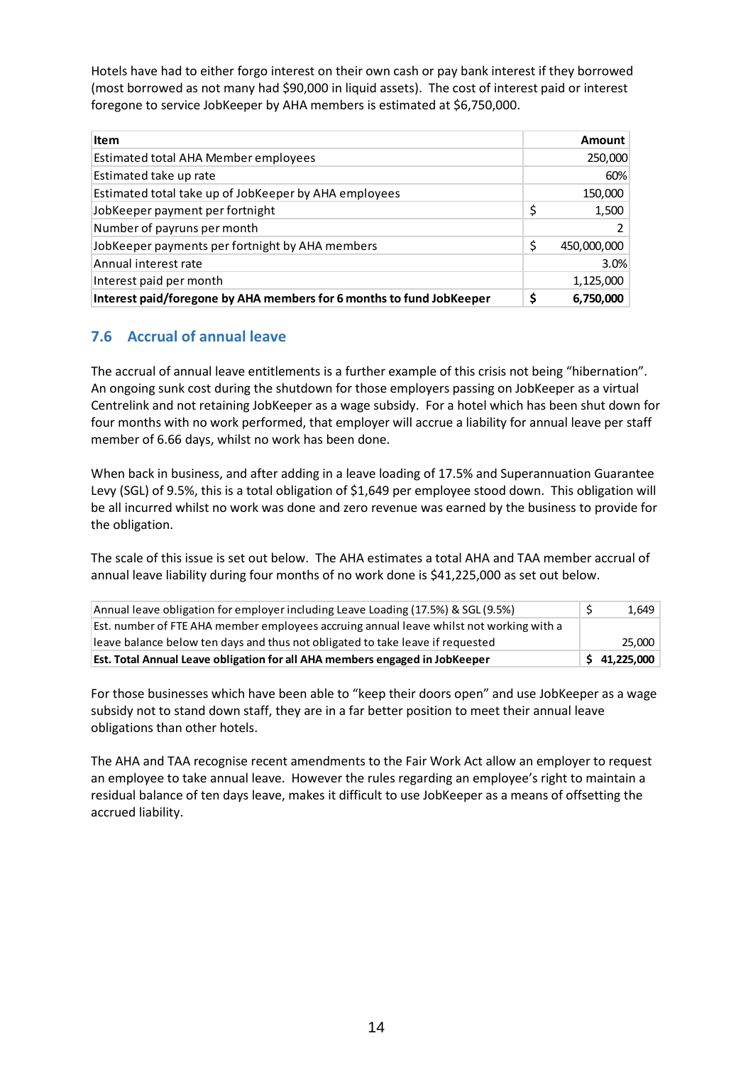Hotels have had to either forgo interest on their own cash or pay bank interest if they borrowed (most borrowed as not many had $90,000 in liquid assets). The cost of interest paid or interest foregone to service JobKeeper by AHA members is estimated at $6,750,000.

| Item | Amount |
|---|---|
| Estimated total AHA Member employees | 250,000 |
| Estimated take up rate | 60% |
| Estimated total take up of JobKeeper by AHA employees | 150,000 |
| JobKeeper payment per fortnight | $ 1,500 |
| Number of payruns per month | 2 |
| JobKeeper payments per fortnight by AHA members | $ 450,000,000 |
| Annual interest rate | 3.0% |
| Interest paid per month | 1,125,000 |
| **Interest paid/foregone by AHA members for 6 months to fund JobKeeper** | **$ 6,750,000** |

## 7.6 Accrual of annual leave

The accrual of annual leave entitlements is a further example of this crisis not being "hibernation". An ongoing sunk cost during the shutdown for those employers passing on JobKeeper as a virtual Centrelink and not retaining JobKeeper as a wage subsidy. For a hotel which has been shut down for four months with no work performed, that employer will accrue a liability for annual leave per staff member of 6.66 days, whilst no work has been done.

When back in business, and after adding in a leave loading of 17.5% and Superannuation Guarantee Levy (SGL) of 9.5%, this is a total obligation of $1,649 per employee stood down. This obligation will be all incurred whilst no work was done and zero revenue was earned by the business to provide for the obligation.

The scale of this issue is set out below. The AHA estimates a total AHA and TAA member accrual of annual leave liability during four months of no work done is $41,225,000 as set out below.

| | |
|---|---|
| Annual leave obligation for employer including Leave Loading (17.5%) & SGL (9.5%) | $ 1,649 |
| Est. number of FTE AHA member employees accruing annual leave whilst not working with a leave balance below ten days and thus not obligated to take leave if requested | 25,000 |
| **Est. Total Annual Leave obligation for all AHA members engaged in JobKeeper** | **$ 41,225,000** |

For those businesses which have been able to "keep their doors open" and use JobKeeper as a wage subsidy not to stand down staff, they are in a far better position to meet their annual leave obligations than other hotels.

The AHA and TAA recognise recent amendments to the Fair Work Act allow an employer to request an employee to take annual leave. However the rules regarding an employee's right to maintain a residual balance of ten days leave, makes it difficult to use JobKeeper as a means of offsetting the accrued liability.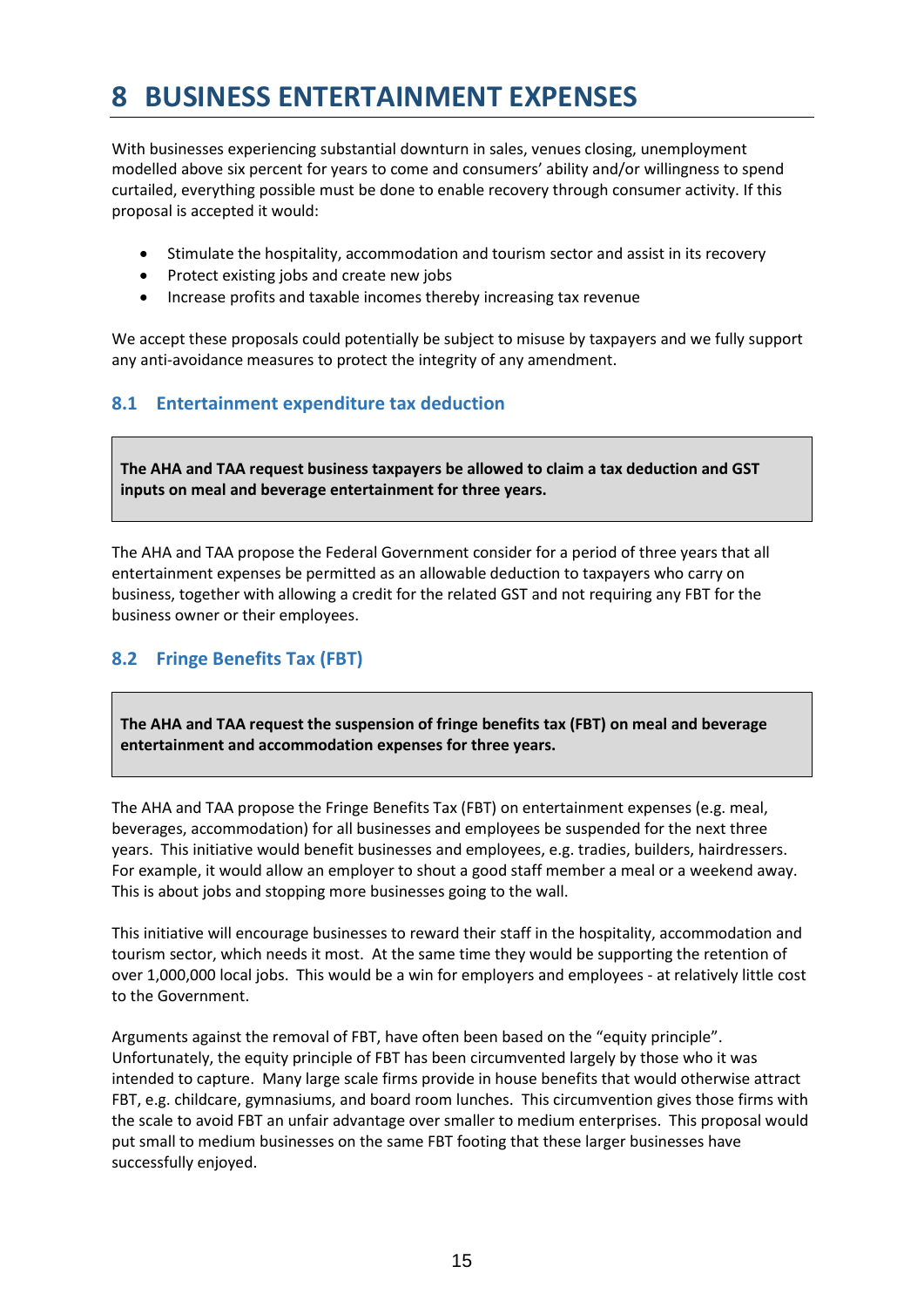# 8 BUSINESS ENTERTAINMENT EXPENSES

With businesses experiencing substantial downturn in sales, venues closing, unemployment modelled above six percent for years to come and consumers' ability and/or willingness to spend curtailed, everything possible must be done to enable recovery through consumer activity. If this proposal is accepted it would:

- Stimulate the hospitality, accommodation and tourism sector and assist in its recovery
- Protect existing jobs and create new jobs
- Increase profits and taxable incomes thereby increasing tax revenue

We accept these proposals could potentially be subject to misuse by taxpayers and we fully support any anti-avoidance measures to protect the integrity of any amendment.

## 8.1 Entertainment expenditure tax deduction

**The AHA and TAA request business taxpayers be allowed to claim a tax deduction and GST inputs on meal and beverage entertainment for three years.**

The AHA and TAA propose the Federal Government consider for a period of three years that all entertainment expenses be permitted as an allowable deduction to taxpayers who carry on business, together with allowing a credit for the related GST and not requiring any FBT for the business owner or their employees.

## 8.2 Fringe Benefits Tax (FBT)

**The AHA and TAA request the suspension of fringe benefits tax (FBT) on meal and beverage entertainment and accommodation expenses for three years.**

The AHA and TAA propose the Fringe Benefits Tax (FBT) on entertainment expenses (e.g. meal, beverages, accommodation) for all businesses and employees be suspended for the next three years. This initiative would benefit businesses and employees, e.g. tradies, builders, hairdressers. For example, it would allow an employer to shout a good staff member a meal or a weekend away. This is about jobs and stopping more businesses going to the wall.

This initiative will encourage businesses to reward their staff in the hospitality, accommodation and tourism sector, which needs it most. At the same time they would be supporting the retention of over 1,000,000 local jobs. This would be a win for employers and employees - at relatively little cost to the Government.

Arguments against the removal of FBT, have often been based on the "equity principle". Unfortunately, the equity principle of FBT has been circumvented largely by those who it was intended to capture. Many large scale firms provide in house benefits that would otherwise attract FBT, e.g. childcare, gymnasiums, and board room lunches. This circumvention gives those firms with the scale to avoid FBT an unfair advantage over smaller to medium enterprises. This proposal would put small to medium businesses on the same FBT footing that these larger businesses have successfully enjoyed.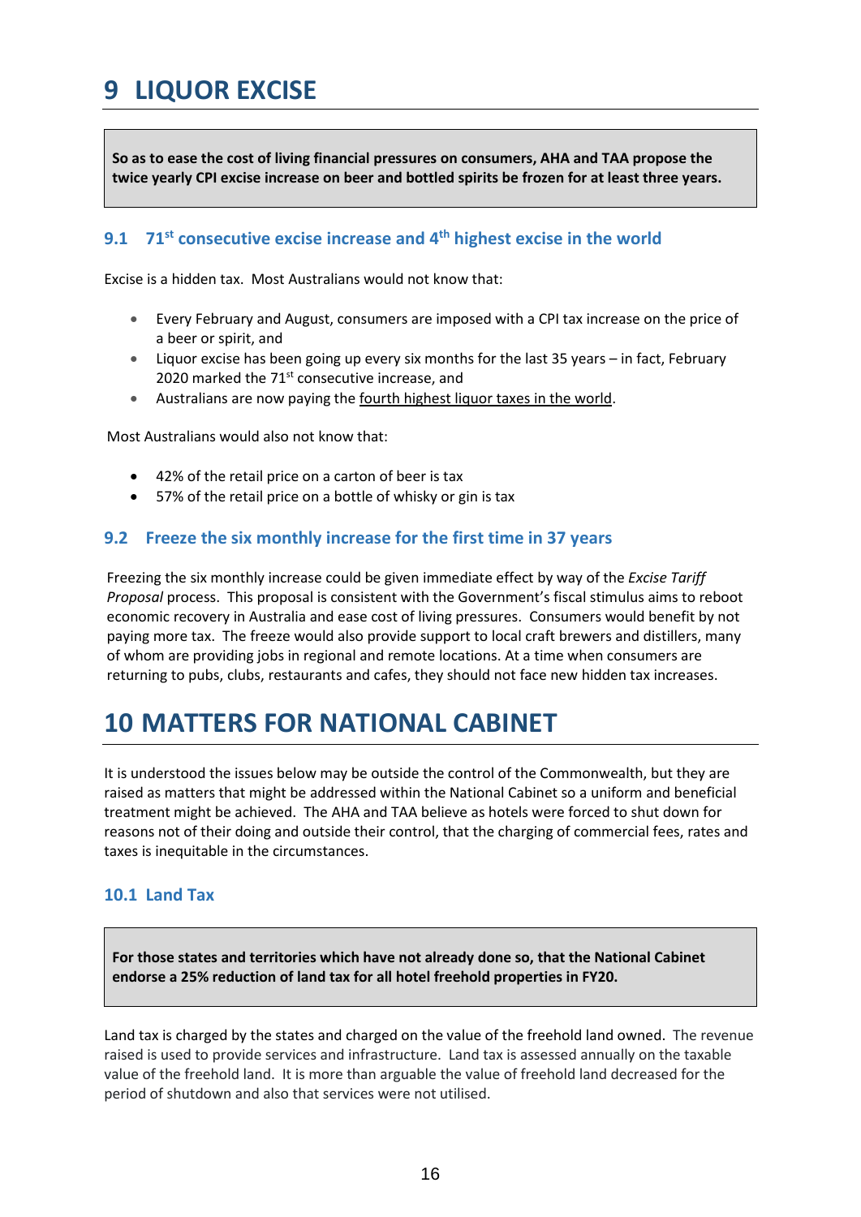# 9 LIQUOR EXCISE

**So as to ease the cost of living financial pressures on consumers, AHA and TAA propose the twice yearly CPI excise increase on beer and bottled spirits be frozen for at least three years.**

## 9.1 71st consecutive excise increase and 4th highest excise in the world

Excise is a hidden tax. Most Australians would not know that:

- Every February and August, consumers are imposed with a CPI tax increase on the price of a beer or spirit, and
- Liquor excise has been going up every six months for the last 35 years – in fact, February 2020 marked the 71st consecutive increase, and
- Australians are now paying the fourth highest liquor taxes in the world.

Most Australians would also not know that:

- 42% of the retail price on a carton of beer is tax
- 57% of the retail price on a bottle of whisky or gin is tax

## 9.2 Freeze the six monthly increase for the first time in 37 years

Freezing the six monthly increase could be given immediate effect by way of the *Excise Tariff Proposal* process. This proposal is consistent with the Government's fiscal stimulus aims to reboot economic recovery in Australia and ease cost of living pressures. Consumers would benefit by not paying more tax. The freeze would also provide support to local craft brewers and distillers, many of whom are providing jobs in regional and remote locations. At a time when consumers are returning to pubs, clubs, restaurants and cafes, they should not face new hidden tax increases.

# 10 MATTERS FOR NATIONAL CABINET

It is understood the issues below may be outside the control of the Commonwealth, but they are raised as matters that might be addressed within the National Cabinet so a uniform and beneficial treatment might be achieved. The AHA and TAA believe as hotels were forced to shut down for reasons not of their doing and outside their control, that the charging of commercial fees, rates and taxes is inequitable in the circumstances.

## 10.1 Land Tax

**For those states and territories which have not already done so, that the National Cabinet endorse a 25% reduction of land tax for all hotel freehold properties in FY20.**

Land tax is charged by the states and charged on the value of the freehold land owned. The revenue raised is used to provide services and infrastructure. Land tax is assessed annually on the taxable value of the freehold land. It is more than arguable the value of freehold land decreased for the period of shutdown and also that services were not utilised.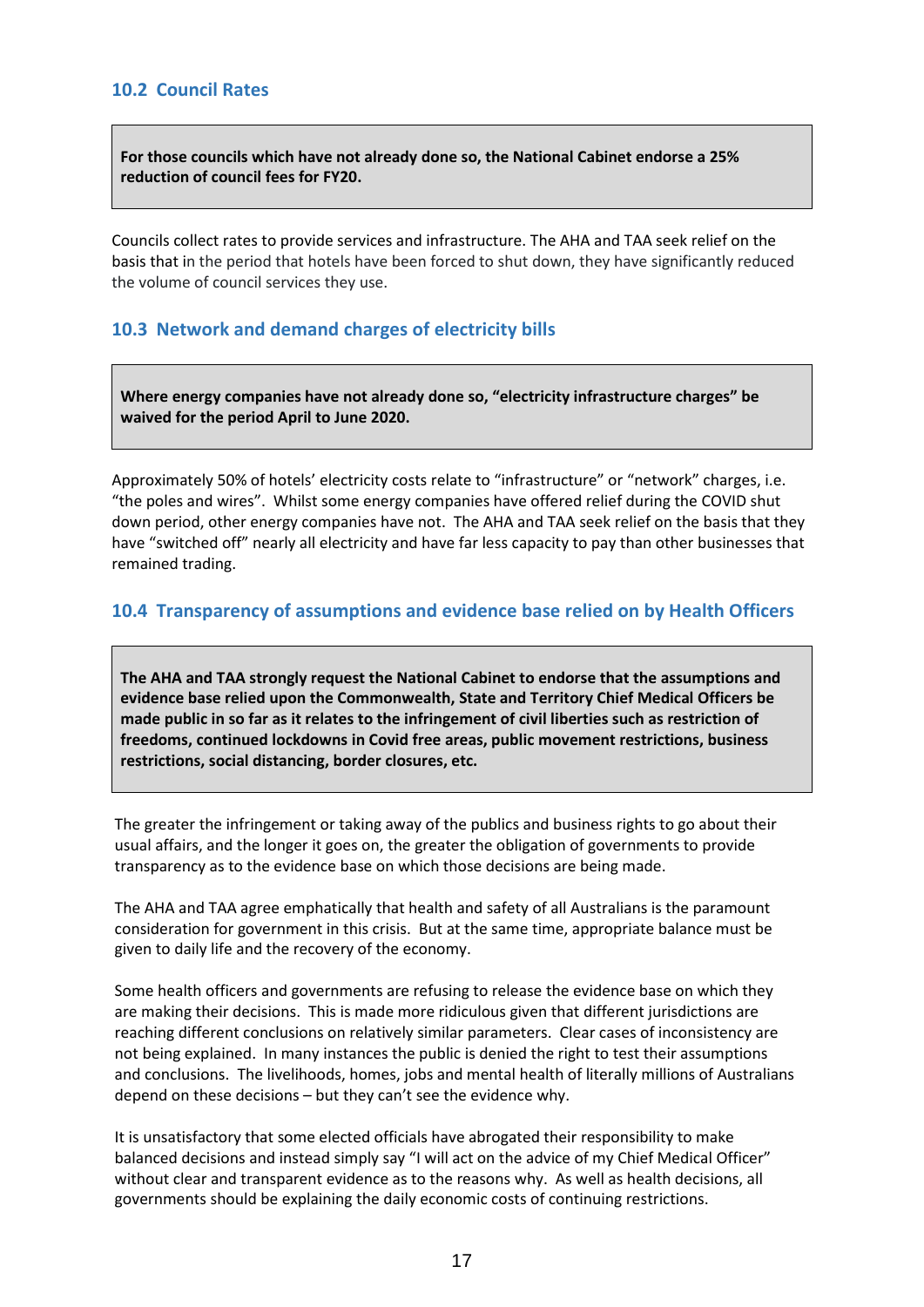### 10.2 Council Rates

**For those councils which have not already done so, the National Cabinet endorse a 25% reduction of council fees for FY20.**

Councils collect rates to provide services and infrastructure. The AHA and TAA seek relief on the basis that in the period that hotels have been forced to shut down, they have significantly reduced the volume of council services they use.

### 10.3 Network and demand charges of electricity bills

**Where energy companies have not already done so, "electricity infrastructure charges" be waived for the period April to June 2020.**

Approximately 50% of hotels' electricity costs relate to "infrastructure" or "network" charges, i.e. "the poles and wires". Whilst some energy companies have offered relief during the COVID shut down period, other energy companies have not. The AHA and TAA seek relief on the basis that they have "switched off" nearly all electricity and have far less capacity to pay than other businesses that remained trading.

### 10.4 Transparency of assumptions and evidence base relied on by Health Officers

**The AHA and TAA strongly request the National Cabinet to endorse that the assumptions and evidence base relied upon the Commonwealth, State and Territory Chief Medical Officers be made public in so far as it relates to the infringement of civil liberties such as restriction of freedoms, continued lockdowns in Covid free areas, public movement restrictions, business restrictions, social distancing, border closures, etc.**

The greater the infringement or taking away of the publics and business rights to go about their usual affairs, and the longer it goes on, the greater the obligation of governments to provide transparency as to the evidence base on which those decisions are being made.

The AHA and TAA agree emphatically that health and safety of all Australians is the paramount consideration for government in this crisis. But at the same time, appropriate balance must be given to daily life and the recovery of the economy.

Some health officers and governments are refusing to release the evidence base on which they are making their decisions. This is made more ridiculous given that different jurisdictions are reaching different conclusions on relatively similar parameters. Clear cases of inconsistency are not being explained. In many instances the public is denied the right to test their assumptions and conclusions. The livelihoods, homes, jobs and mental health of literally millions of Australians depend on these decisions – but they can't see the evidence why.

It is unsatisfactory that some elected officials have abrogated their responsibility to make balanced decisions and instead simply say "I will act on the advice of my Chief Medical Officer" without clear and transparent evidence as to the reasons why. As well as health decisions, all governments should be explaining the daily economic costs of continuing restrictions.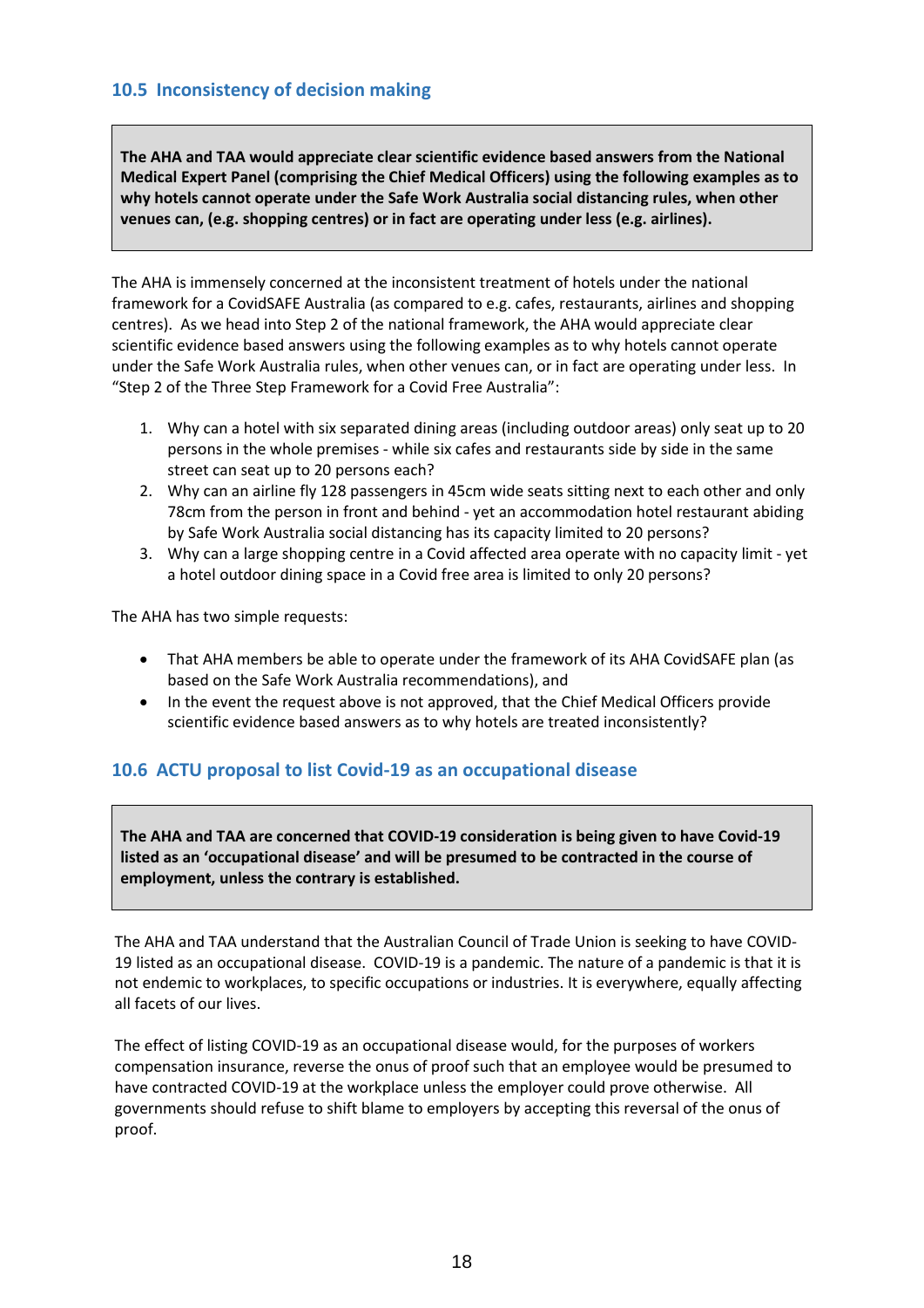### 10.5 Inconsistency of decision making

**The AHA and TAA would appreciate clear scientific evidence based answers from the National Medical Expert Panel (comprising the Chief Medical Officers) using the following examples as to why hotels cannot operate under the Safe Work Australia social distancing rules, when other venues can, (e.g. shopping centres) or in fact are operating under less (e.g. airlines).**

The AHA is immensely concerned at the inconsistent treatment of hotels under the national framework for a CovidSAFE Australia (as compared to e.g. cafes, restaurants, airlines and shopping centres). As we head into Step 2 of the national framework, the AHA would appreciate clear scientific evidence based answers using the following examples as to why hotels cannot operate under the Safe Work Australia rules, when other venues can, or in fact are operating under less. In "Step 2 of the Three Step Framework for a Covid Free Australia":

1. Why can a hotel with six separated dining areas (including outdoor areas) only seat up to 20 persons in the whole premises - while six cafes and restaurants side by side in the same street can seat up to 20 persons each?
2. Why can an airline fly 128 passengers in 45cm wide seats sitting next to each other and only 78cm from the person in front and behind - yet an accommodation hotel restaurant abiding by Safe Work Australia social distancing has its capacity limited to 20 persons?
3. Why can a large shopping centre in a Covid affected area operate with no capacity limit - yet a hotel outdoor dining space in a Covid free area is limited to only 20 persons?

The AHA has two simple requests:

- That AHA members be able to operate under the framework of its AHA CovidSAFE plan (as based on the Safe Work Australia recommendations), and
- In the event the request above is not approved, that the Chief Medical Officers provide scientific evidence based answers as to why hotels are treated inconsistently?

### 10.6 ACTU proposal to list Covid-19 as an occupational disease

**The AHA and TAA are concerned that COVID-19 consideration is being given to have Covid-19 listed as an 'occupational disease' and will be presumed to be contracted in the course of employment, unless the contrary is established.**

The AHA and TAA understand that the Australian Council of Trade Union is seeking to have COVID-19 listed as an occupational disease. COVID-19 is a pandemic. The nature of a pandemic is that it is not endemic to workplaces, to specific occupations or industries. It is everywhere, equally affecting all facets of our lives.

The effect of listing COVID-19 as an occupational disease would, for the purposes of workers compensation insurance, reverse the onus of proof such that an employee would be presumed to have contracted COVID-19 at the workplace unless the employer could prove otherwise. All governments should refuse to shift blame to employers by accepting this reversal of the onus of proof.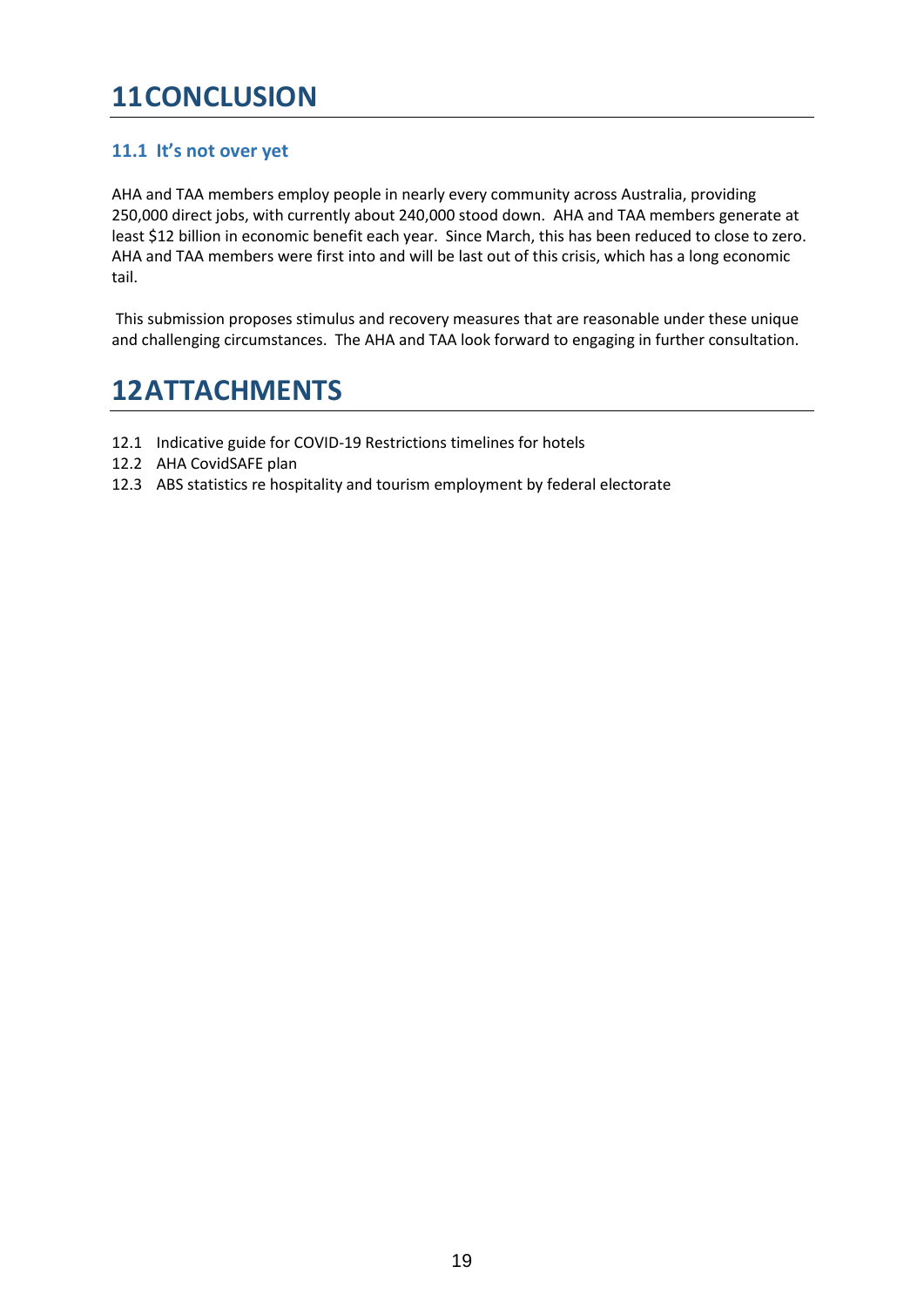# 11 CONCLUSION

## 11.1 It's not over yet

AHA and TAA members employ people in nearly every community across Australia, providing 250,000 direct jobs, with currently about 240,000 stood down. AHA and TAA members generate at least $12 billion in economic benefit each year. Since March, this has been reduced to close to zero. AHA and TAA members were first into and will be last out of this crisis, which has a long economic tail.

This submission proposes stimulus and recovery measures that are reasonable under these unique and challenging circumstances. The AHA and TAA look forward to engaging in further consultation.

# 12 ATTACHMENTS

12.1 Indicative guide for COVID-19 Restrictions timelines for hotels
12.2 AHA CovidSAFE plan
12.3 ABS statistics re hospitality and tourism employment by federal electorate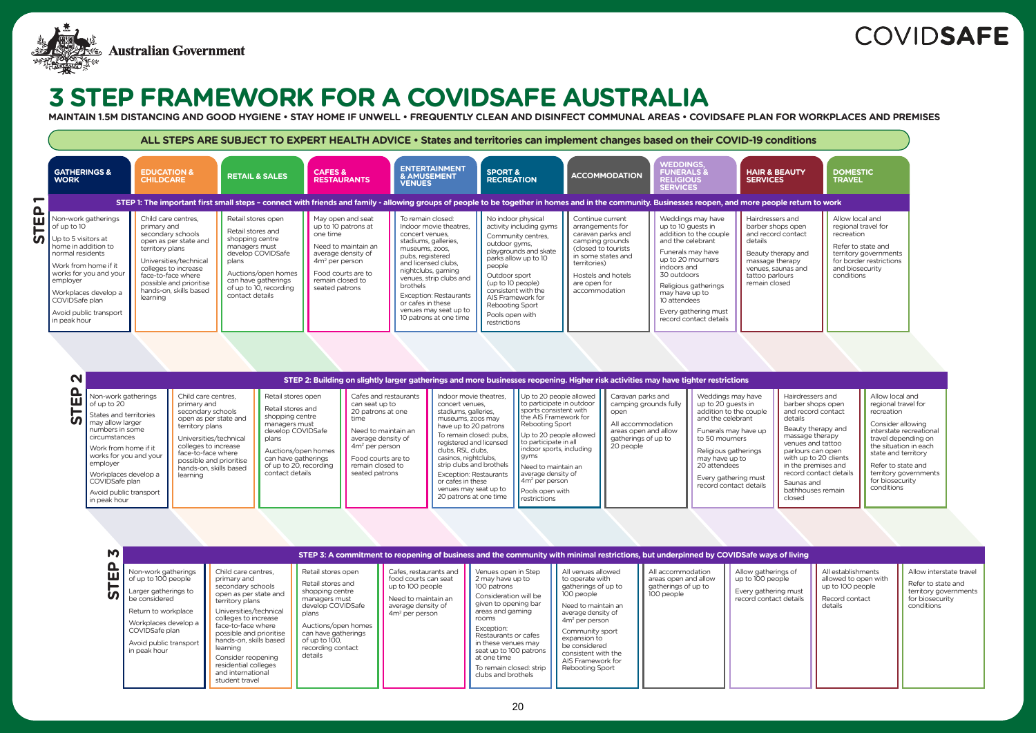Australian Government

COVIDSAFE

# 3 STEP FRAMEWORK FOR A COVIDSAFE AUSTRALIA

**MAINTAIN 1.5M DISTANCING AND GOOD HYGIENE • STAY HOME IF UNWELL • FREQUENTLY CLEAN AND DISINFECT COMMUNAL AREAS • COVIDSAFE PLAN FOR WORKPLACES AND PREMISES**

**ALL STEPS ARE SUBJECT TO EXPERT HEALTH ADVICE • States and territories can implement changes based on their COVID-19 conditions**

| | GATHERINGS & WORK | EDUCATION & CHILDCARE | RETAIL & SALES | CAFES & RESTAURANTS | ENTERTAINMENT & AMUSEMENT VENUES | SPORT & RECREATION | ACCOMMODATION | WEDDINGS, FUNERALS & RELIGIOUS SERVICES | HAIR & BEAUTY SERVICES | DOMESTIC TRAVEL |
|---|---|---|---|---|---|---|---|---|---|---|
| **STEP 1** | **STEP 1: The important first small steps – connect with friends and family - allowing groups of people to be together in homes and in the community. Businesses reopen, and more people return to work** | | | | | | | | | |
| | Non-work gatherings of up to 10<br>Up to 5 visitors at home in addition to normal residents<br>Work from home if it works for you and your employer<br>Workplaces develop a COVIDSafe plan<br>Avoid public transport in peak hour | Child care centres, primary and secondary schools open as per state and territory plans<br>Universities/technical colleges to increase face-to-face where possible and prioritise hands-on, skills based learning | Retail stores open<br>Retail stores and shopping centre managers must develop COVIDSafe plans<br>Auctions/open homes can have gatherings of up to 10, recording contact details | May open and seat up to 10 patrons at one time<br>Need to maintain an average density of 4m² per person<br>Food courts are to remain closed to seated patrons | To remain closed: Indoor movie theatres, concert venues, stadiums, galleries, museums, zoos, pubs, registered and licensed clubs, nightclubs, gaming venues, strip clubs and brothels<br>Exception: Restaurants or cafes in these venues may seat up to 10 patrons at one time | No indoor physical activity including gyms<br>Community centres, outdoor gyms, playgrounds and skate parks allow up to 10 people<br>Outdoor sport (up to 10 people) consistent with the AIS Framework for Rebooting Sport<br>Pools open with restrictions | Continue current arrangements for caravan parks and camping grounds (closed to tourists in some states and territories)<br>Hostels and hotels are open for accommodation | Weddings may have up to 10 guests in addition to the couple and the celebrant<br>Funerals may have up to 20 mourners indoors and 30 outdoors<br>Religious gatherings may have up to 10 attendees<br>Every gathering must record contact details | Hairdressers and barber shops open and record contact details<br>Beauty therapy and massage therapy venues, saunas and tattoo parlours remain closed | Allow local and regional travel for recreation<br>Refer to state and territory governments for border restrictions and biosecurity conditions |
| **STEP 2** | **STEP 2: Building on slightly larger gatherings and more businesses reopening. Higher risk activities may have tighter restrictions** | | | | | | | | | |
| | Non-work gatherings of up to 20<br>States and territories may allow larger numbers in some circumstances<br>Work from home if it works for you and your employer<br>Workplaces develop a COVIDSafe plan<br>Avoid public transport in peak hour | Child care centres, primary and secondary schools open as per state and territory plans<br>Universities/technical colleges to increase face-to-face where possible and prioritise hands-on, skills based learning | Retail stores open<br>Retail stores and shopping centre managers must develop COVIDSafe plans<br>Auctions/open homes can have gatherings of up to 20, recording contact details | Cafes and restaurants can seat up to 20 patrons at one time<br>Need to maintain an average density of 4m² per person<br>Food courts are to remain closed to seated patrons | Indoor movie theatres, concert venues, stadiums, galleries, museums, zoos may have up to 20 patrons<br>To remain closed: pubs, registered and licensed clubs, RSL clubs, casinos, nightclubs, strip clubs and brothels<br>Exception: Restaurants or cafes in these venues may seat up to 20 patrons at one time | Up to 20 people allowed to participate in outdoor sports consistent with the AIS Framework for Rebooting Sport<br>Up to 20 people allowed to participate in all indoor sports, including gyms<br>Need to maintain an average density of 4m² per person<br>Pools open with restrictions | Caravan parks and camping grounds fully open<br>All accommodation areas open and allow gatherings of up to 20 people | Weddings may have up to 20 guests in addition to the couple and the celebrant<br>Funerals may have up to 50 mourners<br>Religious gatherings may have up to 20 attendees<br>Every gathering must record contact details | Hairdressers and barber shops open and record contact details<br>Beauty therapy and massage therapy venues and tattoo parlours can open with up to 20 clients in the premises and record contact details<br>Saunas and bathhouses remain closed | Allow local and regional travel for recreation<br>Consider allowing interstate recreational travel depending on the situation in each state and territory<br>Refer to state and territory governments for biosecurity conditions |
| **STEP 3** | **STEP 3: A commitment to reopening of business and the community with minimal restrictions, but underpinned by COVIDSafe ways of living** | | | | | | | | | |
| | Non-work gatherings of up to 100 people<br>Larger gatherings to be considered<br>Return to workplace<br>Workplaces develop a COVIDSafe plan<br>Avoid public transport in peak hour | Child care centres, primary and secondary schools open as per state and territory plans<br>Universities/technical colleges to increase face-to-face where possible and prioritise hands-on, skills based learning<br>Consider reopening residential colleges and international student travel | Retail stores open<br>Retail stores and shopping centre managers must develop COVIDSafe plans<br>Auctions/open homes can have gatherings of up to 100, recording contact details | Cafes, restaurants and food courts can seat up to 100 people<br>Need to maintain an average density of 4m² per person | Venues open in Step 2 may have up to 100 patrons<br>Consideration will be given to opening bar areas and gaming rooms<br>Exception: Restaurants or cafes in these venues may seat up to 100 patrons at one time<br>To remain closed: strip clubs and brothels | All venues allowed to operate with gatherings of up to 100 people<br>Need to maintain an average density of 4m² per person<br>Community sport expansion to be considered consistent with the AIS Framework for Rebooting Sport | All accommodation areas open and allow gatherings of up to 100 people | Allow gatherings of up to 100 people<br>Every gathering must record contact details | All establishments allowed to open with up to 100 people<br>Record contact details | Allow interstate travel<br>Refer to state and territory governments for biosecurity conditions |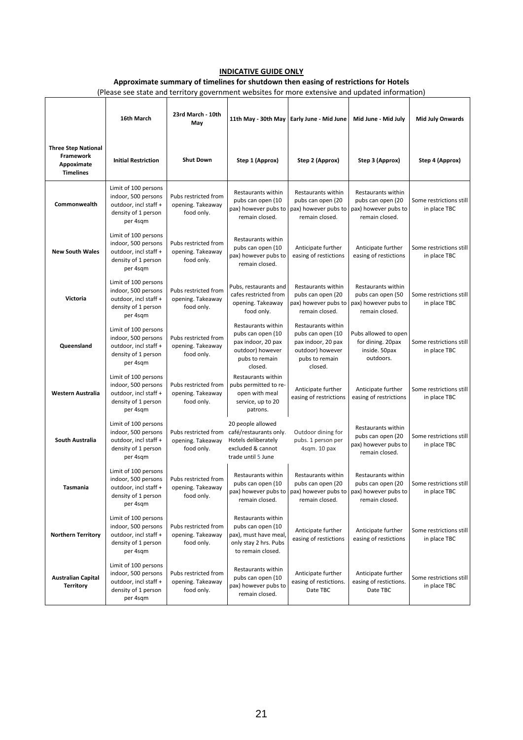**INDICATIVE GUIDE ONLY**

**Approximate summary of timelines for shutdown then easing of restrictions for Hotels**

(Please see state and territory government websites for more extensive and updated information)

| | 16th March | 23rd March - 10th May | 11th May - 30th May | Early June - Mid June | Mid June - Mid July | Mid July Onwards |
|---|---|---|---|---|---|---|
| **Three Step National Framework Appoximate Timelines** | **Initial Restriction** | **Shut Down** | **Step 1 (Approx)** | **Step 2 (Approx)** | **Step 3 (Approx)** | **Step 4 (Approx)** |
| **Commonwealth** | Limit of 100 persons indoor, 500 persons outdoor, incl staff + density of 1 person per 4sqm | Pubs restricted from opening. Takeaway food only. | Restaurants within pubs can open (10 pax) however pubs to remain closed. | Restaurants within pubs can open (20 pax) however pubs to remain closed. | Restaurants within pubs can open (20 pax) however pubs to remain closed. | Some restrictions still in place TBC |
| **New South Wales** | Limit of 100 persons indoor, 500 persons outdoor, incl staff + density of 1 person per 4sqm | Pubs restricted from opening. Takeaway food only. | Restaurants within pubs can open (10 pax) however pubs to remain closed. | Anticipate further easing of restictions | Anticipate further easing of restrictions | Some restrictions still in place TBC |
| **Victoria** | Limit of 100 persons indoor, 500 persons outdoor, incl staff + density of 1 person per 4sqm | Pubs restricted from opening. Takeaway food only. | Pubs, restaurants and cafes restricted from opening. Takeaway food only. | Restaurants within pubs can open (20 pax) however pubs to remain closed. | Restaurants within pubs can open (50 pax) however pubs to remain closed. | Some restrictions still in place TBC |
| **Queensland** | Limit of 100 persons indoor, 500 persons outdoor, incl staff + density of 1 person per 4sqm | Pubs restricted from opening. Takeaway food only. | Restaurants within pubs can open (10 pax indoor, 20 pax outdoor) however pubs to remain closed. | Restaurants within pubs can open (10 pax indoor, 20 pax outdoor) however pubs to remain closed. | Pubs allowed to open for dining. 20pax inside. 50pax outdoors. | Some restrictions still in place TBC |
| **Western Australia** | Limit of 100 persons indoor, 500 persons outdoor, incl staff + density of 1 person per 4sqm | Pubs restricted from opening. Takeaway food only. | Restaurants within pubs permitted to re-open with meal service, up to 20 patrons. | Anticipate further easing of restrictions | Anticipate further easing of restrictions | Some restrictions still in place TBC |
| **South Australia** | Limit of 100 persons indoor, 500 persons outdoor, incl staff + density of 1 person per 4sqm | Pubs restricted from opening. Takeaway food only. | 20 people allowed café/restaurants only. Hotels deliberately excluded & cannot trade until 5 June | Outdoor dining for pubs. 1 person per 4sqm. 10 pax | Restaurants within pubs can open (20 pax) however pubs to remain closed. | Some restrictions still in place TBC |
| **Tasmania** | Limit of 100 persons indoor, 500 persons outdoor, incl staff + density of 1 person per 4sqm | Pubs restricted from opening. Takeaway food only. | Restaurants within pubs can open (10 pax) however pubs to remain closed. | Restaurants within pubs can open (20 pax) however pubs to remain closed. | Restaurants within pubs can open (20 pax) however pubs to remain closed. | Some restrictions still in place TBC |
| **Northern Territory** | Limit of 100 persons indoor, 500 persons outdoor, incl staff + density of 1 person per 4sqm | Pubs restricted from opening. Takeaway food only. | Restaurants within pubs can open (10 pax), must have meal, only stay 2 hrs. Pubs to remain closed. | Anticipate further easing of restictions | Anticipate further easing of restictions | Some restrictions still in place TBC |
| **Australian Capital Territory** | Limit of 100 persons indoor, 500 persons outdoor, incl staff + density of 1 person per 4sqm | Pubs restricted from opening. Takeaway food only. | Restaurants within pubs can open (10 pax) however pubs to remain closed. | Anticipate further easing of restrictions. Date TBC | Anticipate further easing of restrictions. Date TBC | Some restrictions still in place TBC |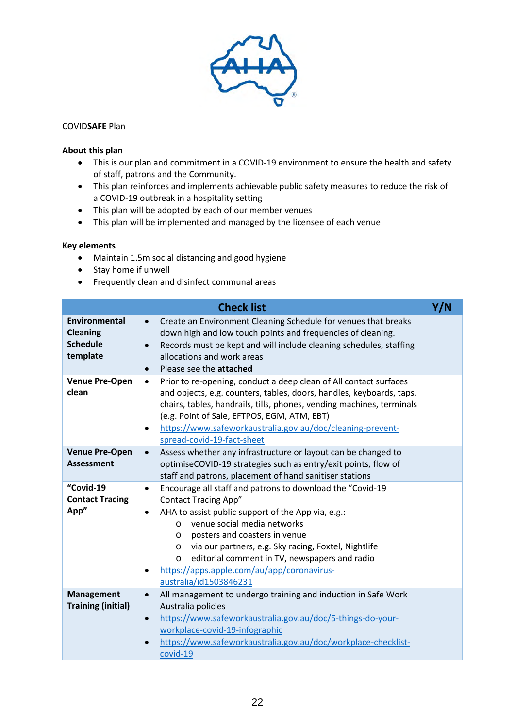COVID**SAFE** Plan

**About this plan**

- This is our plan and commitment in a COVID-19 environment to ensure the health and safety of staff, patrons and the Community.
- This plan reinforces and implements achievable public safety measures to reduce the risk of a COVID-19 outbreak in a hospitality setting
- This plan will be adopted by each of our member venues
- This plan will be implemented and managed by the licensee of each venue

**Key elements**

- Maintain 1.5m social distancing and good hygiene
- Stay home if unwell
- Frequently clean and disinfect communal areas

| | Check list | Y/N |
|---|---|---|
| **Environmental Cleaning Schedule template** | • Create an Environment Cleaning Schedule for venues that breaks down high and low touch points and frequencies of cleaning.<br>• Records must be kept and will include cleaning schedules, staffing allocations and work areas<br>• Please see the **attached** | |
| **Venue Pre-Open clean** | • Prior to re-opening, conduct a deep clean of All contact surfaces and objects, e.g. counters, tables, doors, handles, keyboards, taps, chairs, tables, handrails, tills, phones, vending machines, terminals (e.g. Point of Sale, EFTPOS, EGM, ATM, EBT)<br>• https://www.safeworkaustralia.gov.au/doc/cleaning-prevent-spread-covid-19-fact-sheet | |
| **Venue Pre-Open Assessment** | • Assess whether any infrastructure or layout can be changed to optimiseCOVID-19 strategies such as entry/exit points, flow of staff and patrons, placement of hand sanitiser stations | |
| **"Covid-19 Contact Tracing App"** | • Encourage all staff and patrons to download the "Covid-19 Contact Tracing App"<br>• AHA to assist public support of the App via, e.g.:<br>&nbsp;&nbsp;o venue social media networks<br>&nbsp;&nbsp;o posters and coasters in venue<br>&nbsp;&nbsp;o via our partners, e.g. Sky racing, Foxtel, Nightlife<br>&nbsp;&nbsp;o editorial comment in TV, newspapers and radio<br>• https://apps.apple.com/au/app/coronavirus-australia/id1503846231 | |
| **Management Training (initial)** | • All management to undergo training and induction in Safe Work Australia policies<br>• https://www.safeworkaustralia.gov.au/doc/5-things-do-your-workplace-covid-19-infographic<br>• https://www.safeworkaustralia.gov.au/doc/workplace-checklist-covid-19 | |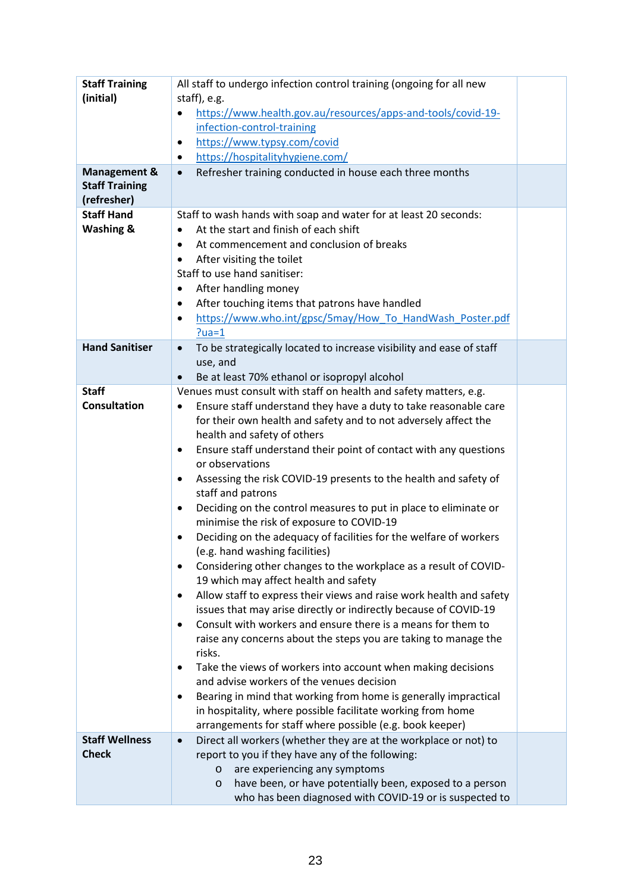| | | |
|---|---|---|
| **Staff Training (initial)** | All staff to undergo infection control training (ongoing for all new staff), e.g.<br>• https://www.health.gov.au/resources/apps-and-tools/covid-19-infection-control-training<br>• https://www.typsy.com/covid<br>• https://hospitalityhygiene.com/ | |
| **Management & Staff Training (refresher)** | • Refresher training conducted in house each three months | |
| **Staff Hand Washing &** | Staff to wash hands with soap and water for at least 20 seconds:<br>• At the start and finish of each shift<br>• At commencement and conclusion of breaks<br>• After visiting the toilet<br>Staff to use hand sanitiser:<br>• After handling money<br>• After touching items that patrons have handled<br>• https://www.who.int/gpsc/5may/How_To_HandWash_Poster.pdf?ua=1 | |
| **Hand Sanitiser** | • To be strategically located to increase visibility and ease of staff use, and<br>• Be at least 70% ethanol or isopropyl alcohol | |
| **Staff Consultation** | Venues must consult with staff on health and safety matters, e.g.<br>• Ensure staff understand they have a duty to take reasonable care for their own health and safety and to not adversely affect the health and safety of others<br>• Ensure staff understand their point of contact with any questions or observations<br>• Assessing the risk COVID-19 presents to the health and safety of staff and patrons<br>• Deciding on the control measures to put in place to eliminate or minimise the risk of exposure to COVID-19<br>• Deciding on the adequacy of facilities for the welfare of workers (e.g. hand washing facilities)<br>• Considering other changes to the workplace as a result of COVID-19 which may affect health and safety<br>• Allow staff to express their views and raise work health and safety issues that may arise directly or indirectly because of COVID-19<br>• Consult with workers and ensure there is a means for them to raise any concerns about the steps you are taking to manage the risks.<br>• Take the views of workers into account when making decisions and advise workers of the venues decision<br>• Bearing in mind that working from home is generally impractical in hospitality, where possible facilitate working from home arrangements for staff where possible (e.g. book keeper) | |
| **Staff Wellness Check** | • Direct all workers (whether they are at the workplace or not) to report to you if they have any of the following:<br>  o are experiencing any symptoms<br>  o have been, or have potentially been, exposed to a person who has been diagnosed with COVID-19 or is suspected to | |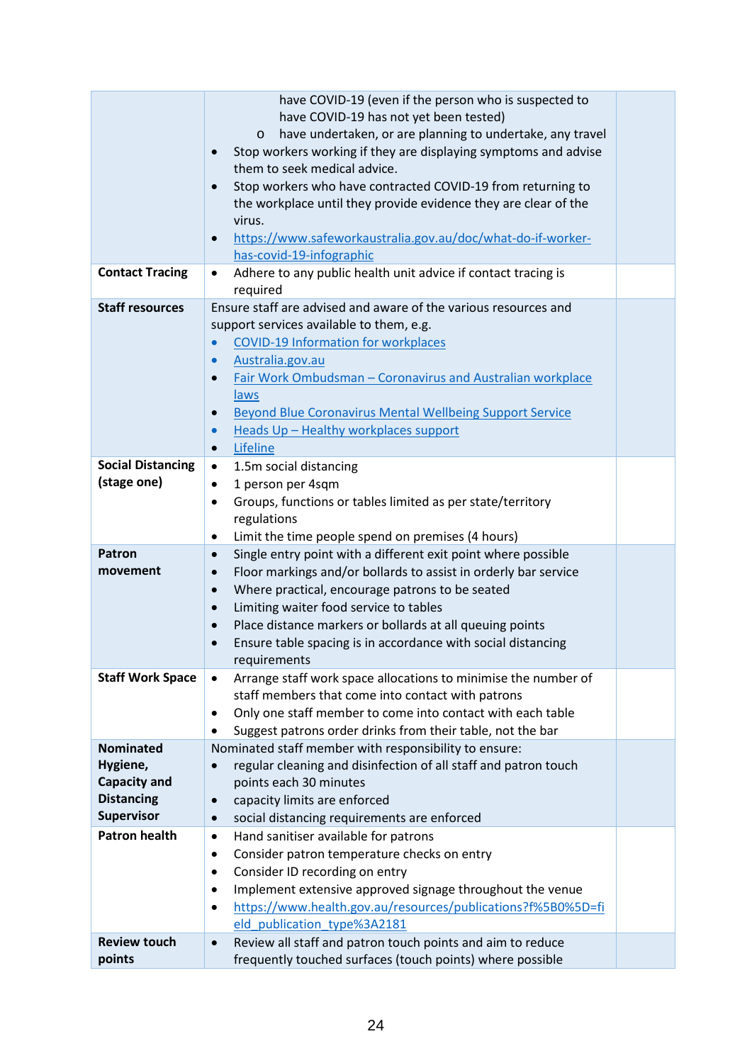| | | |
|---|---|---|
| | have COVID-19 (even if the person who is suspected to have COVID-19 has not yet been tested)<br>o have undertaken, or are planning to undertake, any travel<br>• Stop workers working if they are displaying symptoms and advise them to seek medical advice.<br>• Stop workers who have contracted COVID-19 from returning to the workplace until they provide evidence they are clear of the virus.<br>• https://www.safeworkaustralia.gov.au/doc/what-do-if-worker-has-covid-19-infographic | |
| **Contact Tracing** | • Adhere to any public health unit advice if contact tracing is required | |
| **Staff resources** | Ensure staff are advised and aware of the various resources and support services available to them, e.g.<br>• COVID-19 Information for workplaces<br>• Australia.gov.au<br>• Fair Work Ombudsman – Coronavirus and Australian workplace laws<br>• Beyond Blue Coronavirus Mental Wellbeing Support Service<br>• Heads Up – Healthy workplaces support<br>• Lifeline | |
| **Social Distancing (stage one)** | • 1.5m social distancing<br>• 1 person per 4sqm<br>• Groups, functions or tables limited as per state/territory regulations<br>• Limit the time people spend on premises (4 hours) | |
| **Patron movement** | • Single entry point with a different exit point where possible<br>• Floor markings and/or bollards to assist in orderly bar service<br>• Where practical, encourage patrons to be seated<br>• Limiting waiter food service to tables<br>• Place distance markers or bollards at all queuing points<br>• Ensure table spacing is in accordance with social distancing requirements | |
| **Staff Work Space** | • Arrange staff work space allocations to minimise the number of staff members that come into contact with patrons<br>• Only one staff member to come into contact with each table<br>• Suggest patrons order drinks from their table, not the bar | |
| **Nominated Hygiene, Capacity and Distancing Supervisor** | Nominated staff member with responsibility to ensure:<br>• regular cleaning and disinfection of all staff and patron touch points each 30 minutes<br>• capacity limits are enforced<br>• social distancing requirements are enforced | |
| **Patron health** | • Hand sanitiser available for patrons<br>• Consider patron temperature checks on entry<br>• Consider ID recording on entry<br>• Implement extensive approved signage throughout the venue<br>• https://www.health.gov.au/resources/publications?f%5B0%5D=field_publication_type%3A2181 | |
| **Review touch points** | • Review all staff and patron touch points and aim to reduce frequently touched surfaces (touch points) where possible | |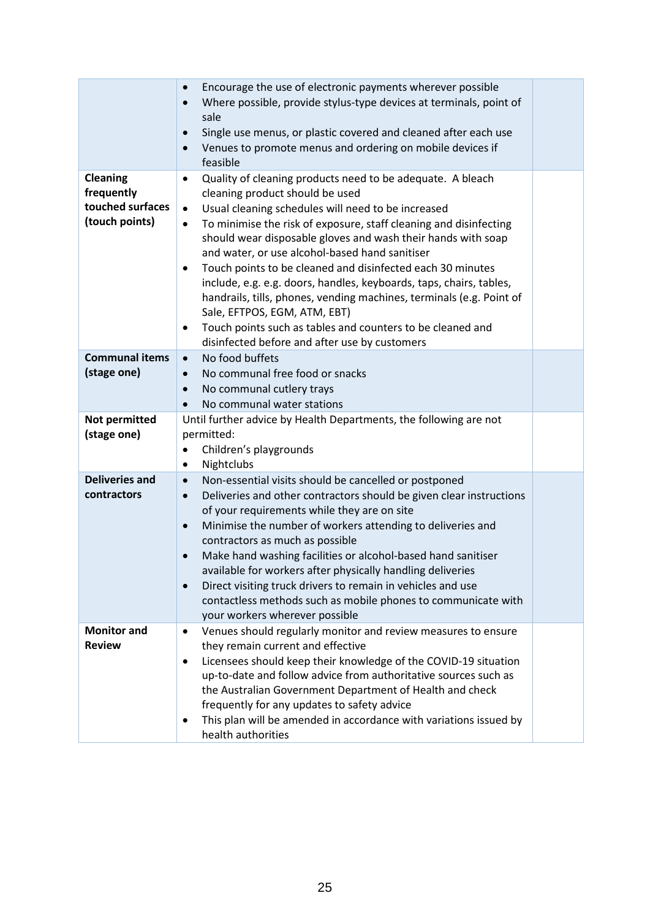| | | |
|---|---|---|
| | • Encourage the use of electronic payments wherever possible<br>• Where possible, provide stylus-type devices at terminals, point of sale<br>• Single use menus, or plastic covered and cleaned after each use<br>• Venues to promote menus and ordering on mobile devices if feasible | |
| **Cleaning frequently touched surfaces (touch points)** | • Quality of cleaning products need to be adequate. A bleach cleaning product should be used<br>• Usual cleaning schedules will need to be increased<br>• To minimise the risk of exposure, staff cleaning and disinfecting should wear disposable gloves and wash their hands with soap and water, or use alcohol-based hand sanitiser<br>• Touch points to be cleaned and disinfected each 30 minutes include, e.g. e.g. e.g. doors, handles, keyboards, taps, chairs, tables, handrails, tills, phones, vending machines, terminals (e.g. Point of Sale, EFTPOS, EGM, ATM, EBT)<br>• Touch points such as tables and counters to be cleaned and disinfected before and after use by customers | |
| **Communal items (stage one)** | • No food buffets<br>• No communal free food or snacks<br>• No communal cutlery trays<br>• No communal water stations | |
| **Not permitted (stage one)** | Until further advice by Health Departments, the following are not permitted:<br>• Children's playgrounds<br>• Nightclubs | |
| **Deliveries and contractors** | • Non-essential visits should be cancelled or postponed<br>• Deliveries and other contractors should be given clear instructions of your requirements while they are on site<br>• Minimise the number of workers attending to deliveries and contractors as much as possible<br>• Make hand washing facilities or alcohol-based hand sanitiser available for workers after physically handling deliveries<br>• Direct visiting truck drivers to remain in vehicles and use contactless methods such as mobile phones to communicate with your workers wherever possible | |
| **Monitor and Review** | • Venues should regularly monitor and review measures to ensure they remain current and effective<br>• Licensees should keep their knowledge of the COVID-19 situation up-to-date and follow advice from authoritative sources such as the Australian Government Department of Health and check frequently for any updates to safety advice<br>• This plan will be amended in accordance with variations issued by health authorities | |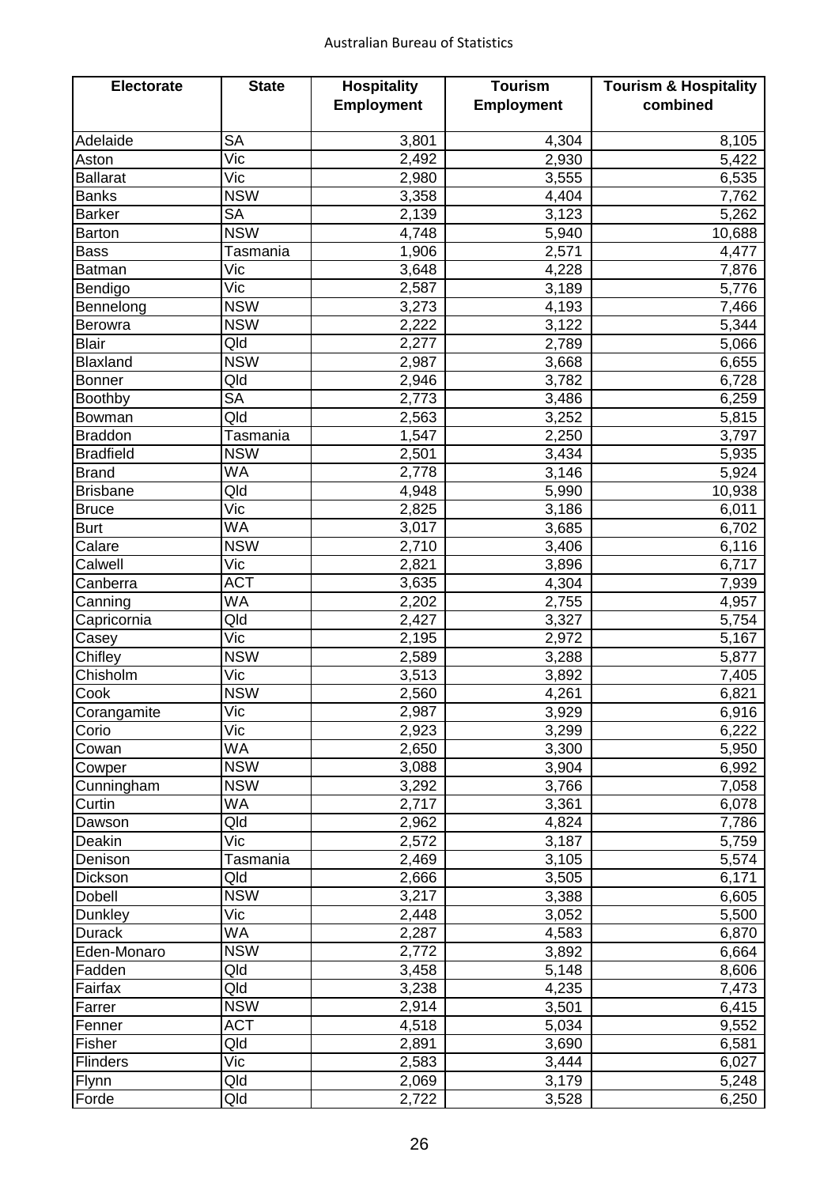| Electorate | State | Hospitality Employment | Tourism Employment | Tourism & Hospitality combined |
|---|---|---|---|---|
| Adelaide | SA | 3,801 | 4,304 | 8,105 |
| Aston | Vic | 2,492 | 2,930 | 5,422 |
| Ballarat | Vic | 2,980 | 3,555 | 6,535 |
| Banks | NSW | 3,358 | 4,404 | 7,762 |
| Barker | SA | 2,139 | 3,123 | 5,262 |
| Barton | NSW | 4,748 | 5,940 | 10,688 |
| Bass | Tasmania | 1,906 | 2,571 | 4,477 |
| Batman | Vic | 3,648 | 4,228 | 7,876 |
| Bendigo | Vic | 2,587 | 3,189 | 5,776 |
| Bennelong | NSW | 3,273 | 4,193 | 7,466 |
| Berowra | NSW | 2,222 | 3,122 | 5,344 |
| Blair | Qld | 2,277 | 2,789 | 5,066 |
| Blaxland | NSW | 2,987 | 3,668 | 6,655 |
| Bonner | Qld | 2,946 | 3,782 | 6,728 |
| Boothby | SA | 2,773 | 3,486 | 6,259 |
| Bowman | Qld | 2,563 | 3,252 | 5,815 |
| Braddon | Tasmania | 1,547 | 2,250 | 3,797 |
| Bradfield | NSW | 2,501 | 3,434 | 5,935 |
| Brand | WA | 2,778 | 3,146 | 5,924 |
| Brisbane | Qld | 4,948 | 5,990 | 10,938 |
| Bruce | Vic | 2,825 | 3,186 | 6,011 |
| Burt | WA | 3,017 | 3,685 | 6,702 |
| Calare | NSW | 2,710 | 3,406 | 6,116 |
| Calwell | Vic | 2,821 | 3,896 | 6,717 |
| Canberra | ACT | 3,635 | 4,304 | 7,939 |
| Canning | WA | 2,202 | 2,755 | 4,957 |
| Capricornia | Qld | 2,427 | 3,327 | 5,754 |
| Casey | Vic | 2,195 | 2,972 | 5,167 |
| Chifley | NSW | 2,589 | 3,288 | 5,877 |
| Chisholm | Vic | 3,513 | 3,892 | 7,405 |
| Cook | NSW | 2,560 | 4,261 | 6,821 |
| Corangamite | Vic | 2,987 | 3,929 | 6,916 |
| Corio | Vic | 2,923 | 3,299 | 6,222 |
| Cowan | WA | 2,650 | 3,300 | 5,950 |
| Cowper | NSW | 3,088 | 3,904 | 6,992 |
| Cunningham | NSW | 3,292 | 3,766 | 7,058 |
| Curtin | WA | 2,717 | 3,361 | 6,078 |
| Dawson | Qld | 2,962 | 4,824 | 7,786 |
| Deakin | Vic | 2,572 | 3,187 | 5,759 |
| Denison | Tasmania | 2,469 | 3,105 | 5,574 |
| Dickson | Qld | 2,666 | 3,505 | 6,171 |
| Dobell | NSW | 3,217 | 3,388 | 6,605 |
| Dunkley | Vic | 2,448 | 3,052 | 5,500 |
| Durack | WA | 2,287 | 4,583 | 6,870 |
| Eden-Monaro | NSW | 2,772 | 3,892 | 6,664 |
| Fadden | Qld | 3,458 | 5,148 | 8,606 |
| Fairfax | Qld | 3,238 | 4,235 | 7,473 |
| Farrer | NSW | 2,914 | 3,501 | 6,415 |
| Fenner | ACT | 4,518 | 5,034 | 9,552 |
| Fisher | Qld | 2,891 | 3,690 | 6,581 |
| Flinders | Vic | 2,583 | 3,444 | 6,027 |
| Flynn | Qld | 2,069 | 3,179 | 5,248 |
| Forde | Qld | 2,722 | 3,528 | 6,250 |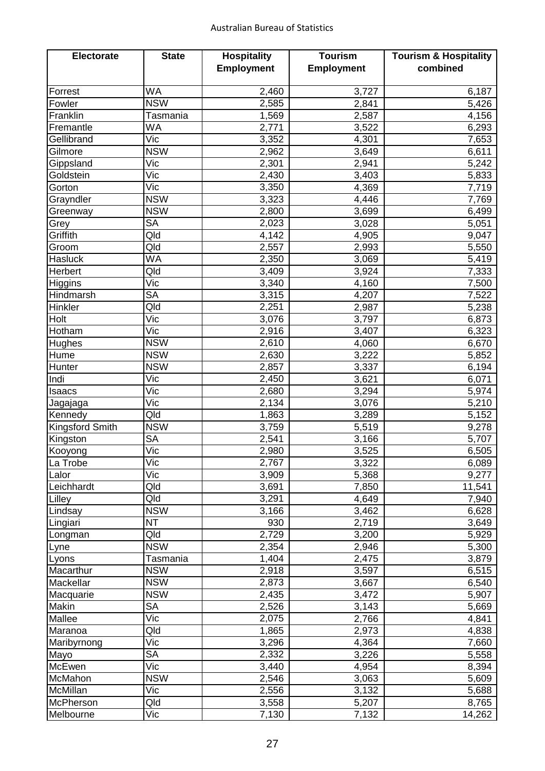| Electorate | State | Hospitality Employment | Tourism Employment | Tourism & Hospitality combined |
|---|---|---|---|---|
| Forrest | WA | 2,460 | 3,727 | 6,187 |
| Fowler | NSW | 2,585 | 2,841 | 5,426 |
| Franklin | Tasmania | 1,569 | 2,587 | 4,156 |
| Fremantle | WA | 2,771 | 3,522 | 6,293 |
| Gellibrand | Vic | 3,352 | 4,301 | 7,653 |
| Gilmore | NSW | 2,962 | 3,649 | 6,611 |
| Gippsland | Vic | 2,301 | 2,941 | 5,242 |
| Goldstein | Vic | 2,430 | 3,403 | 5,833 |
| Gorton | Vic | 3,350 | 4,369 | 7,719 |
| Grayndler | NSW | 3,323 | 4,446 | 7,769 |
| Greenway | NSW | 2,800 | 3,699 | 6,499 |
| Grey | SA | 2,023 | 3,028 | 5,051 |
| Griffith | Qld | 4,142 | 4,905 | 9,047 |
| Groom | Qld | 2,557 | 2,993 | 5,550 |
| Hasluck | WA | 2,350 | 3,069 | 5,419 |
| Herbert | Qld | 3,409 | 3,924 | 7,333 |
| Higgins | Vic | 3,340 | 4,160 | 7,500 |
| Hindmarsh | SA | 3,315 | 4,207 | 7,522 |
| Hinkler | Qld | 2,251 | 2,987 | 5,238 |
| Holt | Vic | 3,076 | 3,797 | 6,873 |
| Hotham | Vic | 2,916 | 3,407 | 6,323 |
| Hughes | NSW | 2,610 | 4,060 | 6,670 |
| Hume | NSW | 2,630 | 3,222 | 5,852 |
| Hunter | NSW | 2,857 | 3,337 | 6,194 |
| Indi | Vic | 2,450 | 3,621 | 6,071 |
| Isaacs | Vic | 2,680 | 3,294 | 5,974 |
| Jagajaga | Vic | 2,134 | 3,076 | 5,210 |
| Kennedy | Qld | 1,863 | 3,289 | 5,152 |
| Kingsford Smith | NSW | 3,759 | 5,519 | 9,278 |
| Kingston | SA | 2,541 | 3,166 | 5,707 |
| Kooyong | Vic | 2,980 | 3,525 | 6,505 |
| La Trobe | Vic | 2,767 | 3,322 | 6,089 |
| Lalor | Vic | 3,909 | 5,368 | 9,277 |
| Leichhardt | Qld | 3,691 | 7,850 | 11,541 |
| Lilley | Qld | 3,291 | 4,649 | 7,940 |
| Lindsay | NSW | 3,166 | 3,462 | 6,628 |
| Lingiari | NT | 930 | 2,719 | 3,649 |
| Longman | Qld | 2,729 | 3,200 | 5,929 |
| Lyne | NSW | 2,354 | 2,946 | 5,300 |
| Lyons | Tasmania | 1,404 | 2,475 | 3,879 |
| Macarthur | NSW | 2,918 | 3,597 | 6,515 |
| Mackellar | NSW | 2,873 | 3,667 | 6,540 |
| Macquarie | NSW | 2,435 | 3,472 | 5,907 |
| Makin | SA | 2,526 | 3,143 | 5,669 |
| Mallee | Vic | 2,075 | 2,766 | 4,841 |
| Maranoa | Qld | 1,865 | 2,973 | 4,838 |
| Maribyrnong | Vic | 3,296 | 4,364 | 7,660 |
| Mayo | SA | 2,332 | 3,226 | 5,558 |
| McEwen | Vic | 3,440 | 4,954 | 8,394 |
| McMahon | NSW | 2,546 | 3,063 | 5,609 |
| McMillan | Vic | 2,556 | 3,132 | 5,688 |
| McPherson | Qld | 3,558 | 5,207 | 8,765 |
| Melbourne | Vic | 7,130 | 7,132 | 14,262 |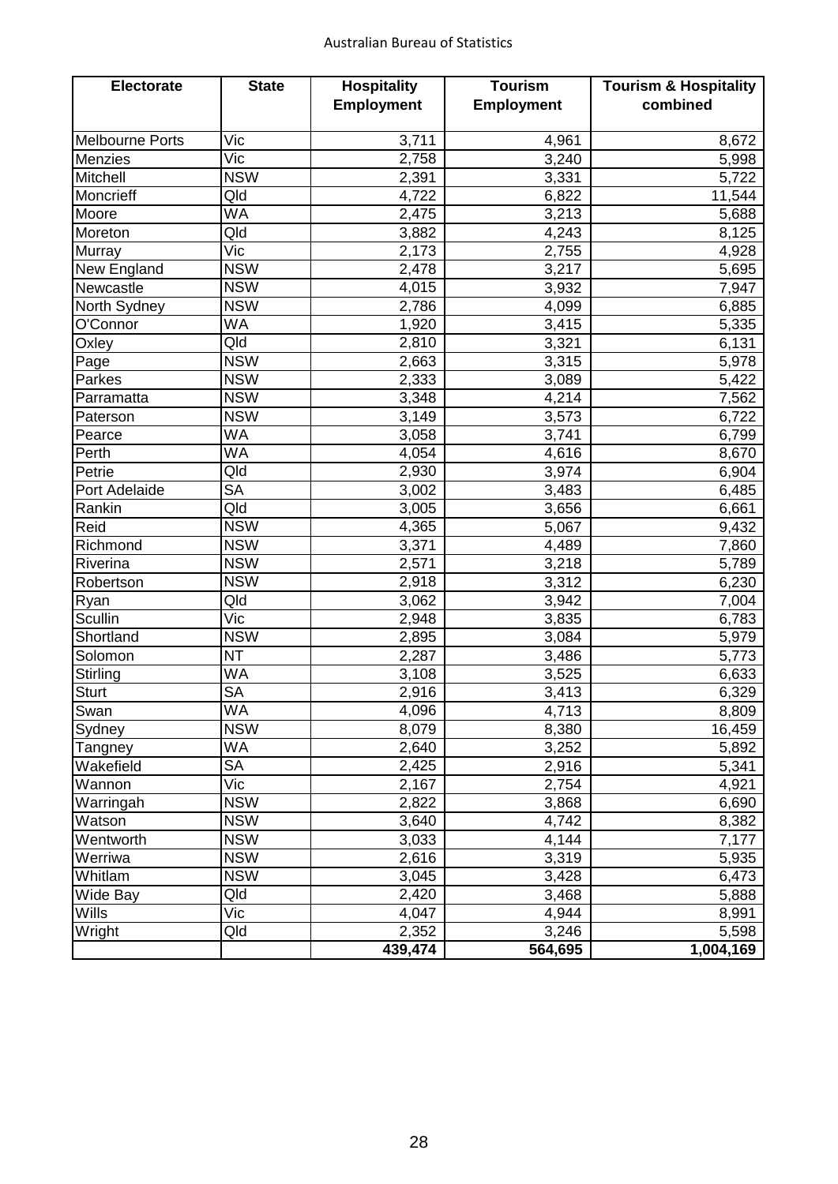| Electorate | State | Hospitality Employment | Tourism Employment | Tourism & Hospitality combined |
| --- | --- | --- | --- | --- |
| Melbourne Ports | Vic | 3,711 | 4,961 | 8,672 |
| Menzies | Vic | 2,758 | 3,240 | 5,998 |
| Mitchell | NSW | 2,391 | 3,331 | 5,722 |
| Moncrieff | Qld | 4,722 | 6,822 | 11,544 |
| Moore | WA | 2,475 | 3,213 | 5,688 |
| Moreton | Qld | 3,882 | 4,243 | 8,125 |
| Murray | Vic | 2,173 | 2,755 | 4,928 |
| New England | NSW | 2,478 | 3,217 | 5,695 |
| Newcastle | NSW | 4,015 | 3,932 | 7,947 |
| North Sydney | NSW | 2,786 | 4,099 | 6,885 |
| O'Connor | WA | 1,920 | 3,415 | 5,335 |
| Oxley | Qld | 2,810 | 3,321 | 6,131 |
| Page | NSW | 2,663 | 3,315 | 5,978 |
| Parkes | NSW | 2,333 | 3,089 | 5,422 |
| Parramatta | NSW | 3,348 | 4,214 | 7,562 |
| Paterson | NSW | 3,149 | 3,573 | 6,722 |
| Pearce | WA | 3,058 | 3,741 | 6,799 |
| Perth | WA | 4,054 | 4,616 | 8,670 |
| Petrie | Qld | 2,930 | 3,974 | 6,904 |
| Port Adelaide | SA | 3,002 | 3,483 | 6,485 |
| Rankin | Qld | 3,005 | 3,656 | 6,661 |
| Reid | NSW | 4,365 | 5,067 | 9,432 |
| Richmond | NSW | 3,371 | 4,489 | 7,860 |
| Riverina | NSW | 2,571 | 3,218 | 5,789 |
| Robertson | NSW | 2,918 | 3,312 | 6,230 |
| Ryan | Qld | 3,062 | 3,942 | 7,004 |
| Scullin | Vic | 2,948 | 3,835 | 6,783 |
| Shortland | NSW | 2,895 | 3,084 | 5,979 |
| Solomon | NT | 2,287 | 3,486 | 5,773 |
| Stirling | WA | 3,108 | 3,525 | 6,633 |
| Sturt | SA | 2,916 | 3,413 | 6,329 |
| Swan | WA | 4,096 | 4,713 | 8,809 |
| Sydney | NSW | 8,079 | 8,380 | 16,459 |
| Tangney | WA | 2,640 | 3,252 | 5,892 |
| Wakefield | SA | 2,425 | 2,916 | 5,341 |
| Wannon | Vic | 2,167 | 2,754 | 4,921 |
| Warringah | NSW | 2,822 | 3,868 | 6,690 |
| Watson | NSW | 3,640 | 4,742 | 8,382 |
| Wentworth | NSW | 3,033 | 4,144 | 7,177 |
| Werriwa | NSW | 2,616 | 3,319 | 5,935 |
| Whitlam | NSW | 3,045 | 3,428 | 6,473 |
| Wide Bay | Qld | 2,420 | 3,468 | 5,888 |
| Wills | Vic | 4,047 | 4,944 | 8,991 |
| Wright | Qld | 2,352 | 3,246 | 5,598 |
| | | **439,474** | **564,695** | **1,004,169** |